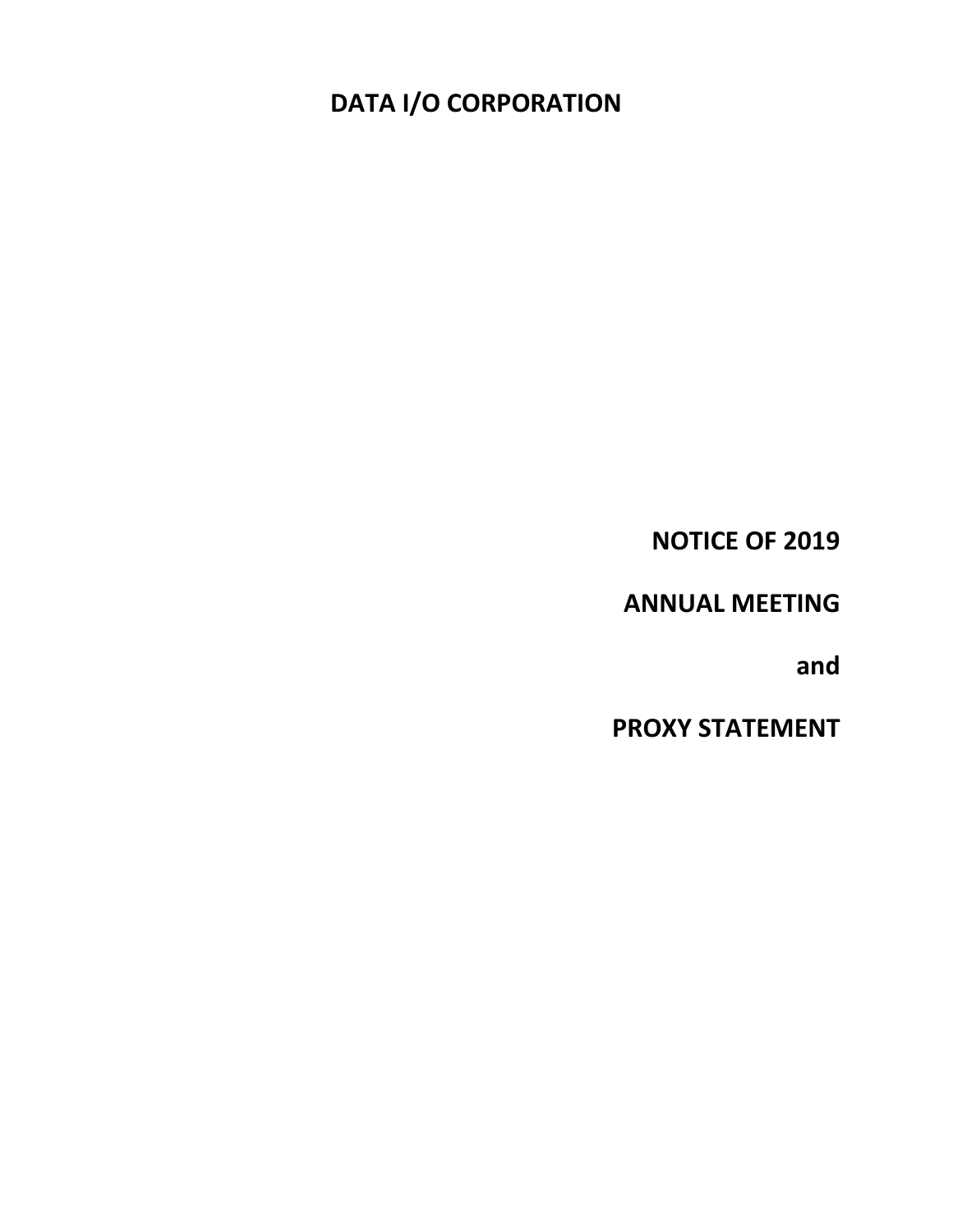# DATA I/O CORPORATION

**NOTICE OF 2019**

**ANNUAL MEETING**

**and**

**PROXY STATEMENT**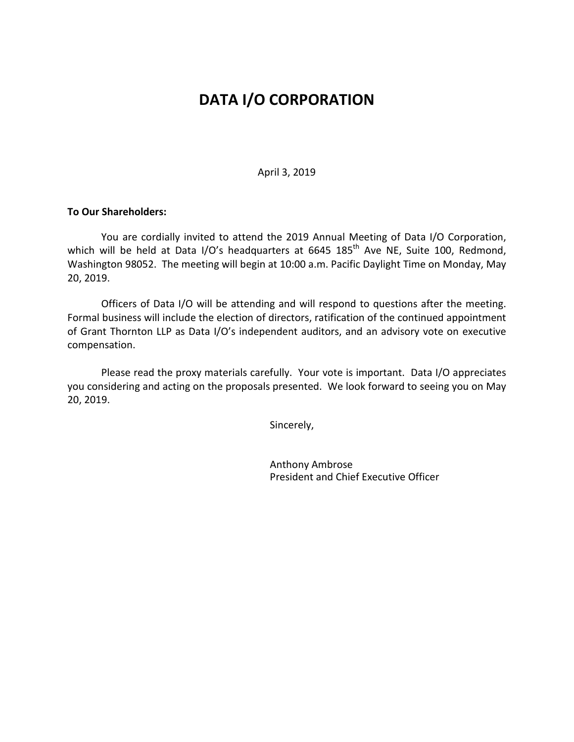# DATA I/O CORPORATION

April 3, 2019

**To Our Shareholders:**

You are cordially invited to attend the 2019 Annual Meeting of Data I/O Corporation, which will be held at Data I/O's headquarters at 6645 185th Ave NE, Suite 100, Redmond, Washington 98052. The meeting will begin at 10:00 a.m. Pacific Daylight Time on Monday, May 20, 2019.

Officers of Data I/O will be attending and will respond to questions after the meeting. Formal business will include the election of directors, ratification of the continued appointment of Grant Thornton LLP as Data I/O's independent auditors, and an advisory vote on executive compensation.

Please read the proxy materials carefully. Your vote is important. Data I/O appreciates you considering and acting on the proposals presented. We look forward to seeing you on May 20, 2019.

Sincerely,

Anthony Ambrose
President and Chief Executive Officer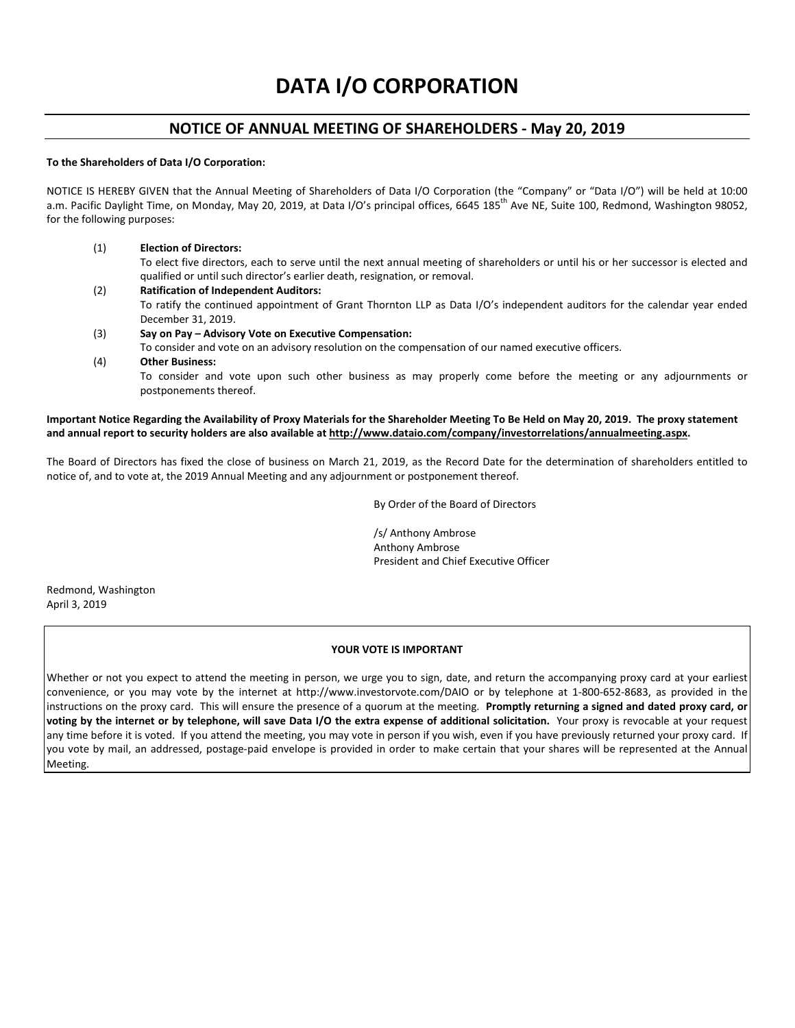# DATA I/O CORPORATION

## NOTICE OF ANNUAL MEETING OF SHAREHOLDERS - May 20, 2019

**To the Shareholders of Data I/O Corporation:**

NOTICE IS HEREBY GIVEN that the Annual Meeting of Shareholders of Data I/O Corporation (the "Company" or "Data I/O") will be held at 10:00 a.m. Pacific Daylight Time, on Monday, May 20, 2019, at Data I/O's principal offices, 6645 185th Ave NE, Suite 100, Redmond, Washington 98052, for the following purposes:

(1) **Election of Directors:**
To elect five directors, each to serve until the next annual meeting of shareholders or until his or her successor is elected and qualified or until such director's earlier death, resignation, or removal.

(2) **Ratification of Independent Auditors:**
To ratify the continued appointment of Grant Thornton LLP as Data I/O's independent auditors for the calendar year ended December 31, 2019.

(3) **Say on Pay – Advisory Vote on Executive Compensation:**
To consider and vote on an advisory resolution on the compensation of our named executive officers.

(4) **Other Business:**
To consider and vote upon such other business as may properly come before the meeting or any adjournments or postponements thereof.

**Important Notice Regarding the Availability of Proxy Materials for the Shareholder Meeting To Be Held on May 20, 2019. The proxy statement and annual report to security holders are also available at http://www.dataio.com/company/investorrelations/annualmeeting.aspx.**

The Board of Directors has fixed the close of business on March 21, 2019, as the Record Date for the determination of shareholders entitled to notice of, and to vote at, the 2019 Annual Meeting and any adjournment or postponement thereof.

By Order of the Board of Directors

/s/ Anthony Ambrose
Anthony Ambrose
President and Chief Executive Officer

Redmond, Washington
April 3, 2019

**YOUR VOTE IS IMPORTANT**

Whether or not you expect to attend the meeting in person, we urge you to sign, date, and return the accompanying proxy card at your earliest convenience, or you may vote by the internet at http://www.investorvote.com/DAIO or by telephone at 1-800-652-8683, as provided in the instructions on the proxy card. This will ensure the presence of a quorum at the meeting. **Promptly returning a signed and dated proxy card, or voting by the internet or by telephone, will save Data I/O the extra expense of additional solicitation.** Your proxy is revocable at your request any time before it is voted. If you attend the meeting, you may vote in person if you wish, even if you have previously returned your proxy card. If you vote by mail, an addressed, postage-paid envelope is provided in order to make certain that your shares will be represented at the Annual Meeting.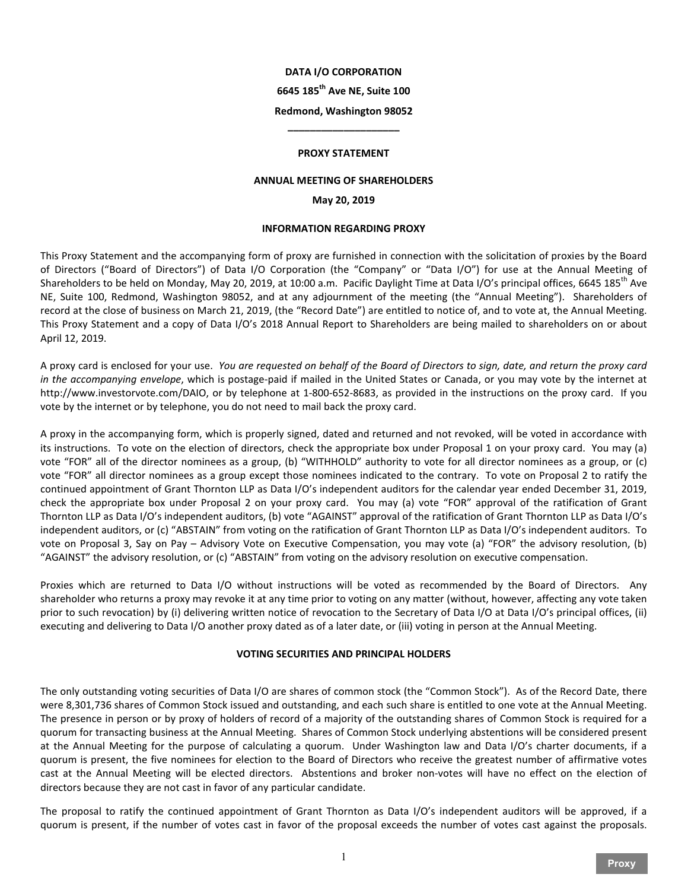**DATA I/O CORPORATION**

**6645 185th Ave NE, Suite 100**

**Redmond, Washington 98052**

**\_\_\_\_\_\_\_\_\_\_\_\_\_\_\_\_\_\_\_\_\_\_**

**PROXY STATEMENT**

**ANNUAL MEETING OF SHAREHOLDERS**

**May 20, 2019**

**INFORMATION REGARDING PROXY**

This Proxy Statement and the accompanying form of proxy are furnished in connection with the solicitation of proxies by the Board of Directors ("Board of Directors") of Data I/O Corporation (the "Company" or "Data I/O") for use at the Annual Meeting of Shareholders to be held on Monday, May 20, 2019, at 10:00 a.m. Pacific Daylight Time at Data I/O's principal offices, 6645 185th Ave NE, Suite 100, Redmond, Washington 98052, and at any adjournment of the meeting (the "Annual Meeting"). Shareholders of record at the close of business on March 21, 2019, (the "Record Date") are entitled to notice of, and to vote at, the Annual Meeting. This Proxy Statement and a copy of Data I/O's 2018 Annual Report to Shareholders are being mailed to shareholders on or about April 12, 2019.

A proxy card is enclosed for your use. *You are requested on behalf of the Board of Directors to sign, date, and return the proxy card in the accompanying envelope*, which is postage-paid if mailed in the United States or Canada, or you may vote by the internet at http://www.investorvote.com/DAIO, or by telephone at 1-800-652-8683, as provided in the instructions on the proxy card. If you vote by the internet or by telephone, you do not need to mail back the proxy card.

A proxy in the accompanying form, which is properly signed, dated and returned and not revoked, will be voted in accordance with its instructions. To vote on the election of directors, check the appropriate box under Proposal 1 on your proxy card. You may (a) vote "FOR" all of the director nominees as a group, (b) "WITHHOLD" authority to vote for all director nominees as a group, or (c) vote "FOR" all director nominees as a group except those nominees indicated to the contrary. To vote on Proposal 2 to ratify the continued appointment of Grant Thornton LLP as Data I/O's independent auditors for the calendar year ended December 31, 2019, check the appropriate box under Proposal 2 on your proxy card. You may (a) vote "FOR" approval of the ratification of Grant Thornton LLP as Data I/O's independent auditors, (b) vote "AGAINST" approval of the ratification of Grant Thornton LLP as Data I/O's independent auditors, or (c) "ABSTAIN" from voting on the ratification of Grant Thornton LLP as Data I/O's independent auditors. To vote on Proposal 3, Say on Pay – Advisory Vote on Executive Compensation, you may vote (a) "FOR" the advisory resolution, (b) "AGAINST" the advisory resolution, or (c) "ABSTAIN" from voting on the advisory resolution on executive compensation.

Proxies which are returned to Data I/O without instructions will be voted as recommended by the Board of Directors. Any shareholder who returns a proxy may revoke it at any time prior to voting on any matter (without, however, affecting any vote taken prior to such revocation) by (i) delivering written notice of revocation to the Secretary of Data I/O at Data I/O's principal offices, (ii) executing and delivering to Data I/O another proxy dated as of a later date, or (iii) voting in person at the Annual Meeting.

**VOTING SECURITIES AND PRINCIPAL HOLDERS**

The only outstanding voting securities of Data I/O are shares of common stock (the "Common Stock"). As of the Record Date, there were 8,301,736 shares of Common Stock issued and outstanding, and each such share is entitled to one vote at the Annual Meeting. The presence in person or by proxy of holders of record of a majority of the outstanding shares of Common Stock is required for a quorum for transacting business at the Annual Meeting. Shares of Common Stock underlying abstentions will be considered present at the Annual Meeting for the purpose of calculating a quorum. Under Washington law and Data I/O's charter documents, if a quorum is present, the five nominees for election to the Board of Directors who receive the greatest number of affirmative votes cast at the Annual Meeting will be elected directors. Abstentions and broker non-votes will have no effect on the election of directors because they are not cast in favor of any particular candidate.

The proposal to ratify the continued appointment of Grant Thornton as Data I/O's independent auditors will be approved, if a quorum is present, if the number of votes cast in favor of the proposal exceeds the number of votes cast against the proposals.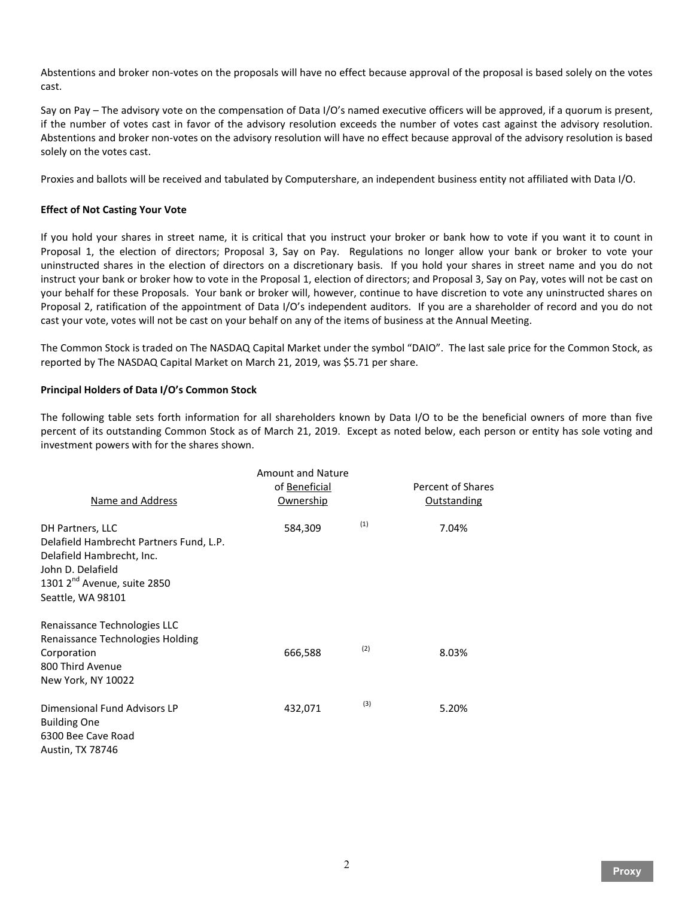Abstentions and broker non-votes on the proposals will have no effect because approval of the proposal is based solely on the votes cast.

Say on Pay – The advisory vote on the compensation of Data I/O's named executive officers will be approved, if a quorum is present, if the number of votes cast in favor of the advisory resolution exceeds the number of votes cast against the advisory resolution. Abstentions and broker non-votes on the advisory resolution will have no effect because approval of the advisory resolution is based solely on the votes cast.

Proxies and ballots will be received and tabulated by Computershare, an independent business entity not affiliated with Data I/O.

**Effect of Not Casting Your Vote**

If you hold your shares in street name, it is critical that you instruct your broker or bank how to vote if you want it to count in Proposal 1, the election of directors; Proposal 3, Say on Pay. Regulations no longer allow your bank or broker to vote your uninstructed shares in the election of directors on a discretionary basis. If you hold your shares in street name and you do not instruct your bank or broker how to vote in the Proposal 1, election of directors; and Proposal 3, Say on Pay, votes will not be cast on your behalf for these Proposals. Your bank or broker will, however, continue to have discretion to vote any uninstructed shares on Proposal 2, ratification of the appointment of Data I/O's independent auditors. If you are a shareholder of record and you do not cast your vote, votes will not be cast on your behalf on any of the items of business at the Annual Meeting.

The Common Stock is traded on The NASDAQ Capital Market under the symbol "DAIO". The last sale price for the Common Stock, as reported by The NASDAQ Capital Market on March 21, 2019, was $5.71 per share.

**Principal Holders of Data I/O's Common Stock**

The following table sets forth information for all shareholders known by Data I/O to be the beneficial owners of more than five percent of its outstanding Common Stock as of March 21, 2019. Except as noted below, each person or entity has sole voting and investment powers with for the shares shown.

| Name and Address | Amount and Nature of Beneficial Ownership | | Percent of Shares Outstanding |
|---|---|---|---|
| DH Partners, LLC<br>Delafield Hambrecht Partners Fund, L.P.<br>Delafield Hambrecht, Inc.<br>John D. Delafield<br>1301 2nd Avenue, suite 2850<br>Seattle, WA 98101 | 584,309 | (1) | 7.04% |
| Renaissance Technologies LLC<br>Renaissance Technologies Holding Corporation<br>800 Third Avenue<br>New York, NY 10022 | 666,588 | (2) | 8.03% |
| Dimensional Fund Advisors LP<br>Building One<br>6300 Bee Cave Road<br>Austin, TX 78746 | 432,071 | (3) | 5.20% |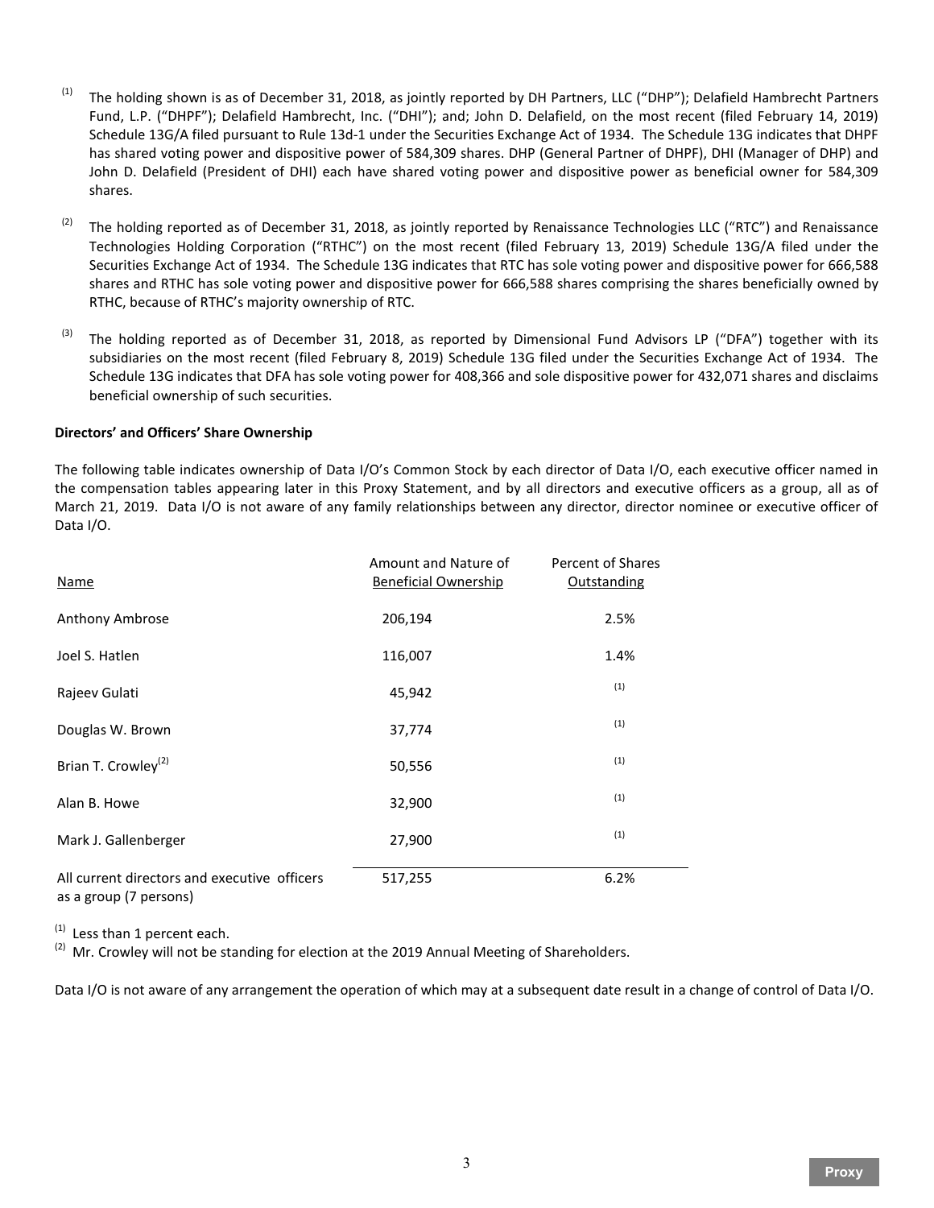(1) The holding shown is as of December 31, 2018, as jointly reported by DH Partners, LLC ("DHP"); Delafield Hambrecht Partners Fund, L.P. ("DHPF"); Delafield Hambrecht, Inc. ("DHI"); and; John D. Delafield, on the most recent (filed February 14, 2019) Schedule 13G/A filed pursuant to Rule 13d-1 under the Securities Exchange Act of 1934. The Schedule 13G indicates that DHPF has shared voting power and dispositive power of 584,309 shares. DHP (General Partner of DHPF), DHI (Manager of DHP) and John D. Delafield (President of DHI) each have shared voting power and dispositive power as beneficial owner for 584,309 shares.

(2) The holding reported as of December 31, 2018, as jointly reported by Renaissance Technologies LLC ("RTC") and Renaissance Technologies Holding Corporation ("RTHC") on the most recent (filed February 13, 2019) Schedule 13G/A filed under the Securities Exchange Act of 1934. The Schedule 13G indicates that RTC has sole voting power and dispositive power for 666,588 shares and RTHC has sole voting power and dispositive power for 666,588 shares comprising the shares beneficially owned by RTHC, because of RTHC's majority ownership of RTC.

(3) The holding reported as of December 31, 2018, as reported by Dimensional Fund Advisors LP ("DFA") together with its subsidiaries on the most recent (filed February 8, 2019) Schedule 13G filed under the Securities Exchange Act of 1934. The Schedule 13G indicates that DFA has sole voting power for 408,366 and sole dispositive power for 432,071 shares and disclaims beneficial ownership of such securities.

**Directors' and Officers' Share Ownership**

The following table indicates ownership of Data I/O's Common Stock by each director of Data I/O, each executive officer named in the compensation tables appearing later in this Proxy Statement, and by all directors and executive officers as a group, all as of March 21, 2019. Data I/O is not aware of any family relationships between any director, director nominee or executive officer of Data I/O.

| Name | Amount and Nature of Beneficial Ownership | Percent of Shares Outstanding |
|---|---|---|
| Anthony Ambrose | 206,194 | 2.5% |
| Joel S. Hatlen | 116,007 | 1.4% |
| Rajeev Gulati | 45,942 | (1) |
| Douglas W. Brown | 37,774 | (1) |
| Brian T. Crowley[(2)] | 50,556 | (1) |
| Alan B. Howe | 32,900 | (1) |
| Mark J. Gallenberger | 27,900 | (1) |
| All current directors and executive officers as a group (7 persons) | 517,255 | 6.2% |

(1) Less than 1 percent each.
(2) Mr. Crowley will not be standing for election at the 2019 Annual Meeting of Shareholders.

Data I/O is not aware of any arrangement the operation of which may at a subsequent date result in a change of control of Data I/O.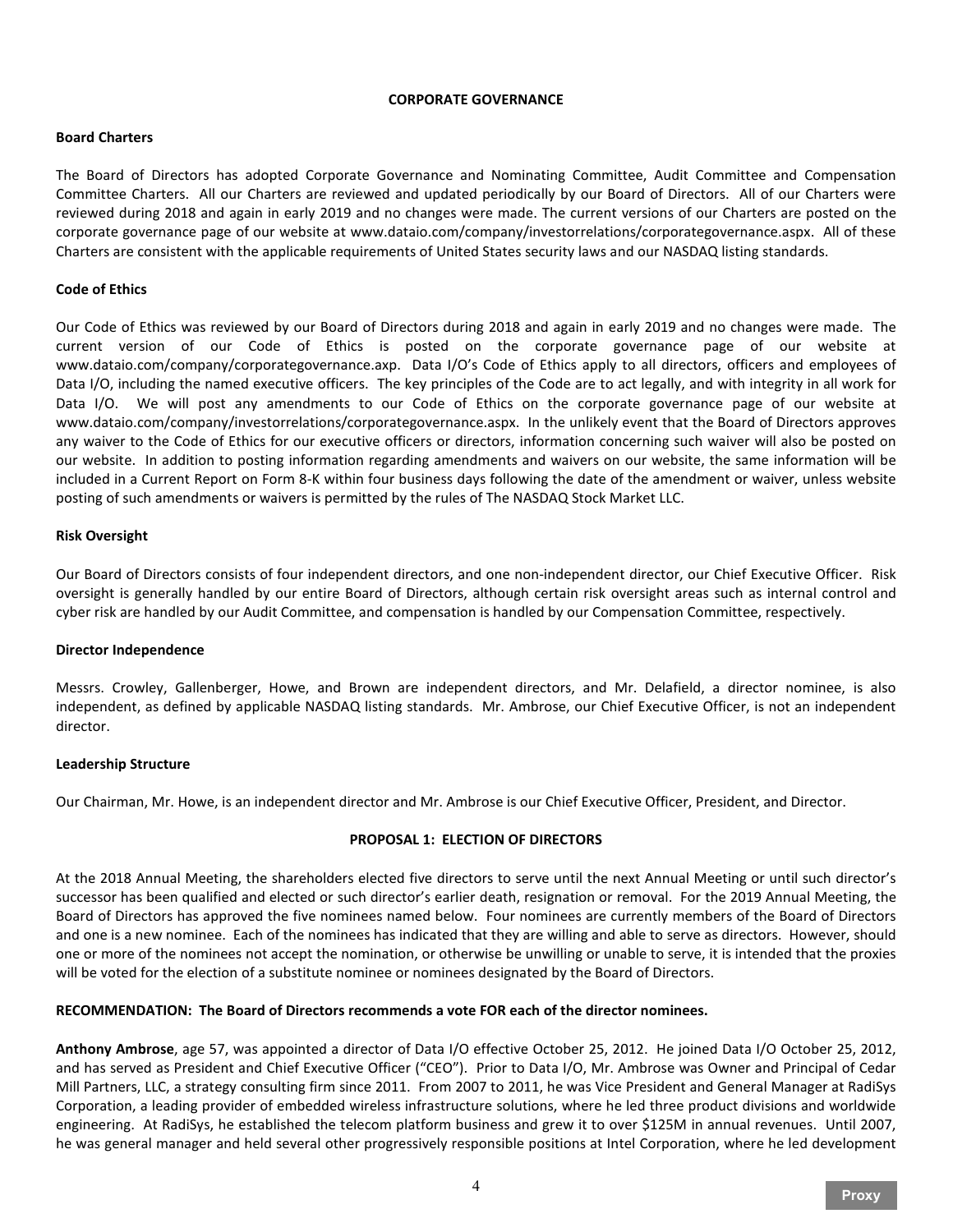## CORPORATE GOVERNANCE

### Board Charters

The Board of Directors has adopted Corporate Governance and Nominating Committee, Audit Committee and Compensation Committee Charters. All our Charters are reviewed and updated periodically by our Board of Directors. All of our Charters were reviewed during 2018 and again in early 2019 and no changes were made. The current versions of our Charters are posted on the corporate governance page of our website at www.dataio.com/company/investorrelations/corporategovernance.aspx. All of these Charters are consistent with the applicable requirements of United States security laws and our NASDAQ listing standards.

### Code of Ethics

Our Code of Ethics was reviewed by our Board of Directors during 2018 and again in early 2019 and no changes were made. The current version of our Code of Ethics is posted on the corporate governance page of our website at www.dataio.com/company/corporategovernance.axp. Data I/O's Code of Ethics apply to all directors, officers and employees of Data I/O, including the named executive officers. The key principles of the Code are to act legally, and with integrity in all work for Data I/O. We will post any amendments to our Code of Ethics on the corporate governance page of our website at www.dataio.com/company/investorrelations/corporategovernance.aspx. In the unlikely event that the Board of Directors approves any waiver to the Code of Ethics for our executive officers or directors, information concerning such waiver will also be posted on our website. In addition to posting information regarding amendments and waivers on our website, the same information will be included in a Current Report on Form 8-K within four business days following the date of the amendment or waiver, unless website posting of such amendments or waivers is permitted by the rules of The NASDAQ Stock Market LLC.

### Risk Oversight

Our Board of Directors consists of four independent directors, and one non-independent director, our Chief Executive Officer. Risk oversight is generally handled by our entire Board of Directors, although certain risk oversight areas such as internal control and cyber risk are handled by our Audit Committee, and compensation is handled by our Compensation Committee, respectively.

### Director Independence

Messrs. Crowley, Gallenberger, Howe, and Brown are independent directors, and Mr. Delafield, a director nominee, is also independent, as defined by applicable NASDAQ listing standards. Mr. Ambrose, our Chief Executive Officer, is not an independent director.

### Leadership Structure

Our Chairman, Mr. Howe, is an independent director and Mr. Ambrose is our Chief Executive Officer, President, and Director.

## PROPOSAL 1: ELECTION OF DIRECTORS

At the 2018 Annual Meeting, the shareholders elected five directors to serve until the next Annual Meeting or until such director's successor has been qualified and elected or such director's earlier death, resignation or removal. For the 2019 Annual Meeting, the Board of Directors has approved the five nominees named below. Four nominees are currently members of the Board of Directors and one is a new nominee. Each of the nominees has indicated that they are willing and able to serve as directors. However, should one or more of the nominees not accept the nomination, or otherwise be unwilling or unable to serve, it is intended that the proxies will be voted for the election of a substitute nominee or nominees designated by the Board of Directors.

**RECOMMENDATION: The Board of Directors recommends a vote FOR each of the director nominees.**

**Anthony Ambrose**, age 57, was appointed a director of Data I/O effective October 25, 2012. He joined Data I/O October 25, 2012, and has served as President and Chief Executive Officer ("CEO"). Prior to Data I/O, Mr. Ambrose was Owner and Principal of Cedar Mill Partners, LLC, a strategy consulting firm since 2011. From 2007 to 2011, he was Vice President and General Manager at RadiSys Corporation, a leading provider of embedded wireless infrastructure solutions, where he led three product divisions and worldwide engineering. At RadiSys, he established the telecom platform business and grew it to over $125M in annual revenues. Until 2007, he was general manager and held several other progressively responsible positions at Intel Corporation, where he led development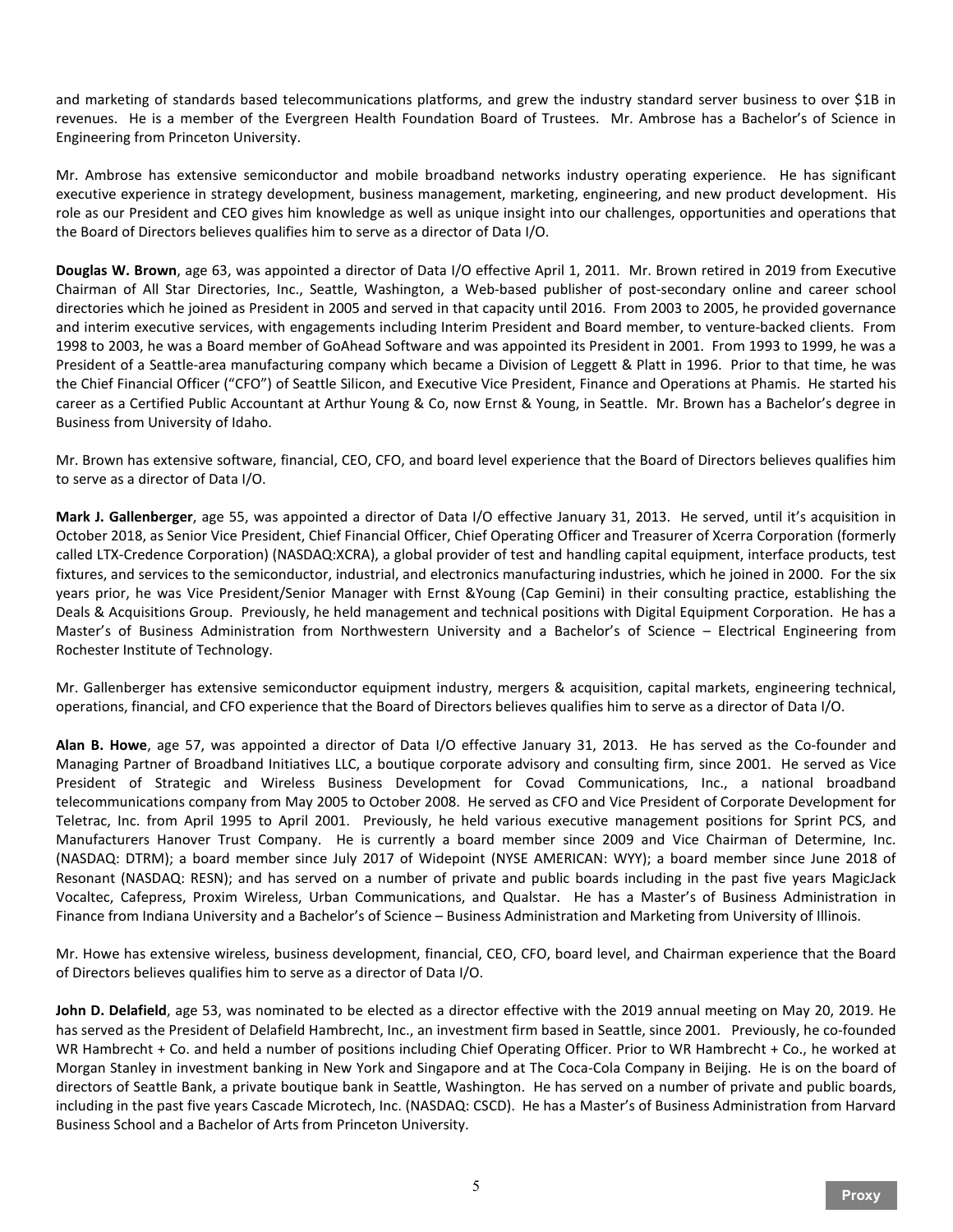and marketing of standards based telecommunications platforms, and grew the industry standard server business to over $1B in revenues. He is a member of the Evergreen Health Foundation Board of Trustees. Mr. Ambrose has a Bachelor's of Science in Engineering from Princeton University.

Mr. Ambrose has extensive semiconductor and mobile broadband networks industry operating experience. He has significant executive experience in strategy development, business management, marketing, engineering, and new product development. His role as our President and CEO gives him knowledge as well as unique insight into our challenges, opportunities and operations that the Board of Directors believes qualifies him to serve as a director of Data I/O.

**Douglas W. Brown**, age 63, was appointed a director of Data I/O effective April 1, 2011. Mr. Brown retired in 2019 from Executive Chairman of All Star Directories, Inc., Seattle, Washington, a Web-based publisher of post-secondary online and career school directories which he joined as President in 2005 and served in that capacity until 2016. From 2003 to 2005, he provided governance and interim executive services, with engagements including Interim President and Board member, to venture-backed clients. From 1998 to 2003, he was a Board member of GoAhead Software and was appointed its President in 2001. From 1993 to 1999, he was a President of a Seattle-area manufacturing company which became a Division of Leggett & Platt in 1996. Prior to that time, he was the Chief Financial Officer ("CFO") of Seattle Silicon, and Executive Vice President, Finance and Operations at Phamis. He started his career as a Certified Public Accountant at Arthur Young & Co, now Ernst & Young, in Seattle. Mr. Brown has a Bachelor's degree in Business from University of Idaho.

Mr. Brown has extensive software, financial, CEO, CFO, and board level experience that the Board of Directors believes qualifies him to serve as a director of Data I/O.

**Mark J. Gallenberger**, age 55, was appointed a director of Data I/O effective January 31, 2013. He served, until it's acquisition in October 2018, as Senior Vice President, Chief Financial Officer, Chief Operating Officer and Treasurer of Xcerra Corporation (formerly called LTX-Credence Corporation) (NASDAQ:XCRA), a global provider of test and handling capital equipment, interface products, test fixtures, and services to the semiconductor, industrial, and electronics manufacturing industries, which he joined in 2000. For the six years prior, he was Vice President/Senior Manager with Ernst &Young (Cap Gemini) in their consulting practice, establishing the Deals & Acquisitions Group. Previously, he held management and technical positions with Digital Equipment Corporation. He has a Master's of Business Administration from Northwestern University and a Bachelor's of Science – Electrical Engineering from Rochester Institute of Technology.

Mr. Gallenberger has extensive semiconductor equipment industry, mergers & acquisition, capital markets, engineering technical, operations, financial, and CFO experience that the Board of Directors believes qualifies him to serve as a director of Data I/O.

**Alan B. Howe**, age 57, was appointed a director of Data I/O effective January 31, 2013. He has served as the Co-founder and Managing Partner of Broadband Initiatives LLC, a boutique corporate advisory and consulting firm, since 2001. He served as Vice President of Strategic and Wireless Business Development for Covad Communications, Inc., a national broadband telecommunications company from May 2005 to October 2008. He served as CFO and Vice President of Corporate Development for Teletrac, Inc. from April 1995 to April 2001. Previously, he held various executive management positions for Sprint PCS, and Manufacturers Hanover Trust Company. He is currently a board member since 2009 and Vice Chairman of Determine, Inc. (NASDAQ: DTRM); a board member since July 2017 of Widepoint (NYSE AMERICAN: WYY); a board member since June 2018 of Resonant (NASDAQ: RESN); and has served on a number of private and public boards including in the past five years MagicJack Vocaltec, Cafepress, Proxim Wireless, Urban Communications, and Qualstar. He has a Master's of Business Administration in Finance from Indiana University and a Bachelor's of Science – Business Administration and Marketing from University of Illinois.

Mr. Howe has extensive wireless, business development, financial, CEO, CFO, board level, and Chairman experience that the Board of Directors believes qualifies him to serve as a director of Data I/O.

**John D. Delafield**, age 53, was nominated to be elected as a director effective with the 2019 annual meeting on May 20, 2019. He has served as the President of Delafield Hambrecht, Inc., an investment firm based in Seattle, since 2001. Previously, he co-founded WR Hambrecht + Co. and held a number of positions including Chief Operating Officer. Prior to WR Hambrecht + Co., he worked at Morgan Stanley in investment banking in New York and Singapore and at The Coca-Cola Company in Beijing. He is on the board of directors of Seattle Bank, a private boutique bank in Seattle, Washington. He has served on a number of private and public boards, including in the past five years Cascade Microtech, Inc. (NASDAQ: CSCD). He has a Master's of Business Administration from Harvard Business School and a Bachelor of Arts from Princeton University.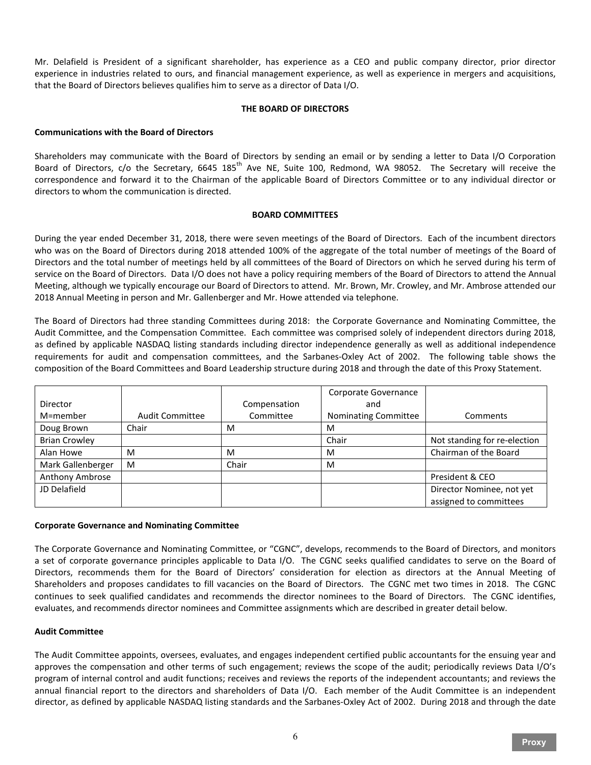Mr. Delafield is President of a significant shareholder, has experience as a CEO and public company director, prior director experience in industries related to ours, and financial management experience, as well as experience in mergers and acquisitions, that the Board of Directors believes qualifies him to serve as a director of Data I/O.

## THE BOARD OF DIRECTORS

**Communications with the Board of Directors**

Shareholders may communicate with the Board of Directors by sending an email or by sending a letter to Data I/O Corporation Board of Directors, c/o the Secretary, 6645 185th Ave NE, Suite 100, Redmond, WA 98052. The Secretary will receive the correspondence and forward it to the Chairman of the applicable Board of Directors Committee or to any individual director or directors to whom the communication is directed.

## BOARD COMMITTEES

During the year ended December 31, 2018, there were seven meetings of the Board of Directors. Each of the incumbent directors who was on the Board of Directors during 2018 attended 100% of the aggregate of the total number of meetings of the Board of Directors and the total number of meetings held by all committees of the Board of Directors on which he served during his term of service on the Board of Directors. Data I/O does not have a policy requiring members of the Board of Directors to attend the Annual Meeting, although we typically encourage our Board of Directors to attend. Mr. Brown, Mr. Crowley, and Mr. Ambrose attended our 2018 Annual Meeting in person and Mr. Gallenberger and Mr. Howe attended via telephone.

The Board of Directors had three standing Committees during 2018: the Corporate Governance and Nominating Committee, the Audit Committee, and the Compensation Committee. Each committee was comprised solely of independent directors during 2018, as defined by applicable NASDAQ listing standards including director independence generally as well as additional independence requirements for audit and compensation committees, and the Sarbanes-Oxley Act of 2002. The following table shows the composition of the Board Committees and Board Leadership structure during 2018 and through the date of this Proxy Statement.

| Director M=member | Audit Committee | Compensation Committee | Corporate Governance and Nominating Committee | Comments |
|---|---|---|---|---|
| Doug Brown | Chair | M | M | |
| Brian Crowley | | | Chair | Not standing for re-election |
| Alan Howe | M | M | M | Chairman of the Board |
| Mark Gallenberger | M | Chair | M | |
| Anthony Ambrose | | | | President & CEO |
| JD Delafield | | | | Director Nominee, not yet assigned to committees |

**Corporate Governance and Nominating Committee**

The Corporate Governance and Nominating Committee, or "CGNC", develops, recommends to the Board of Directors, and monitors a set of corporate governance principles applicable to Data I/O. The CGNC seeks qualified candidates to serve on the Board of Directors, recommends them for the Board of Directors' consideration for election as directors at the Annual Meeting of Shareholders and proposes candidates to fill vacancies on the Board of Directors. The CGNC met two times in 2018. The CGNC continues to seek qualified candidates and recommends the director nominees to the Board of Directors. The CGNC identifies, evaluates, and recommends director nominees and Committee assignments which are described in greater detail below.

**Audit Committee**

The Audit Committee appoints, oversees, evaluates, and engages independent certified public accountants for the ensuing year and approves the compensation and other terms of such engagement; reviews the scope of the audit; periodically reviews Data I/O's program of internal control and audit functions; receives and reviews the reports of the independent accountants; and reviews the annual financial report to the directors and shareholders of Data I/O. Each member of the Audit Committee is an independent director, as defined by applicable NASDAQ listing standards and the Sarbanes-Oxley Act of 2002. During 2018 and through the date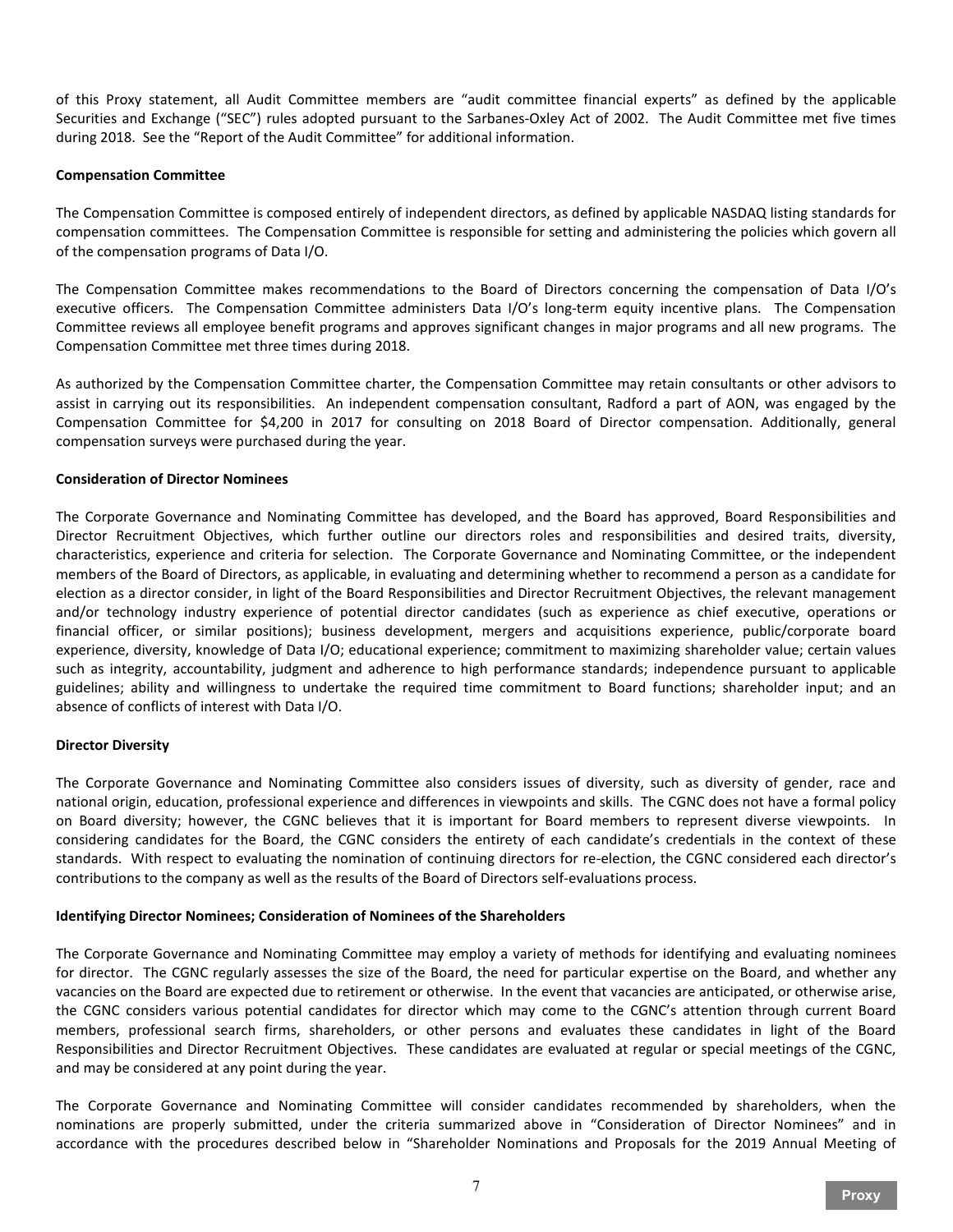of this Proxy statement, all Audit Committee members are "audit committee financial experts" as defined by the applicable Securities and Exchange ("SEC") rules adopted pursuant to the Sarbanes-Oxley Act of 2002. The Audit Committee met five times during 2018. See the "Report of the Audit Committee" for additional information.

**Compensation Committee**

The Compensation Committee is composed entirely of independent directors, as defined by applicable NASDAQ listing standards for compensation committees. The Compensation Committee is responsible for setting and administering the policies which govern all of the compensation programs of Data I/O.

The Compensation Committee makes recommendations to the Board of Directors concerning the compensation of Data I/O's executive officers. The Compensation Committee administers Data I/O's long-term equity incentive plans. The Compensation Committee reviews all employee benefit programs and approves significant changes in major programs and all new programs. The Compensation Committee met three times during 2018.

As authorized by the Compensation Committee charter, the Compensation Committee may retain consultants or other advisors to assist in carrying out its responsibilities. An independent compensation consultant, Radford a part of AON, was engaged by the Compensation Committee for $4,200 in 2017 for consulting on 2018 Board of Director compensation. Additionally, general compensation surveys were purchased during the year.

**Consideration of Director Nominees**

The Corporate Governance and Nominating Committee has developed, and the Board has approved, Board Responsibilities and Director Recruitment Objectives, which further outline our directors roles and responsibilities and desired traits, diversity, characteristics, experience and criteria for selection. The Corporate Governance and Nominating Committee, or the independent members of the Board of Directors, as applicable, in evaluating and determining whether to recommend a person as a candidate for election as a director consider, in light of the Board Responsibilities and Director Recruitment Objectives, the relevant management and/or technology industry experience of potential director candidates (such as experience as chief executive, operations or financial officer, or similar positions); business development, mergers and acquisitions experience, public/corporate board experience, diversity, knowledge of Data I/O; educational experience; commitment to maximizing shareholder value; certain values such as integrity, accountability, judgment and adherence to high performance standards; independence pursuant to applicable guidelines; ability and willingness to undertake the required time commitment to Board functions; shareholder input; and an absence of conflicts of interest with Data I/O.

**Director Diversity**

The Corporate Governance and Nominating Committee also considers issues of diversity, such as diversity of gender, race and national origin, education, professional experience and differences in viewpoints and skills. The CGNC does not have a formal policy on Board diversity; however, the CGNC believes that it is important for Board members to represent diverse viewpoints. In considering candidates for the Board, the CGNC considers the entirety of each candidate's credentials in the context of these standards. With respect to evaluating the nomination of continuing directors for re-election, the CGNC considered each director's contributions to the company as well as the results of the Board of Directors self-evaluations process.

**Identifying Director Nominees; Consideration of Nominees of the Shareholders**

The Corporate Governance and Nominating Committee may employ a variety of methods for identifying and evaluating nominees for director. The CGNC regularly assesses the size of the Board, the need for particular expertise on the Board, and whether any vacancies on the Board are expected due to retirement or otherwise. In the event that vacancies are anticipated, or otherwise arise, the CGNC considers various potential candidates for director which may come to the CGNC's attention through current Board members, professional search firms, shareholders, or other persons and evaluates these candidates in light of the Board Responsibilities and Director Recruitment Objectives. These candidates are evaluated at regular or special meetings of the CGNC, and may be considered at any point during the year.

The Corporate Governance and Nominating Committee will consider candidates recommended by shareholders, when the nominations are properly submitted, under the criteria summarized above in "Consideration of Director Nominees" and in accordance with the procedures described below in "Shareholder Nominations and Proposals for the 2019 Annual Meeting of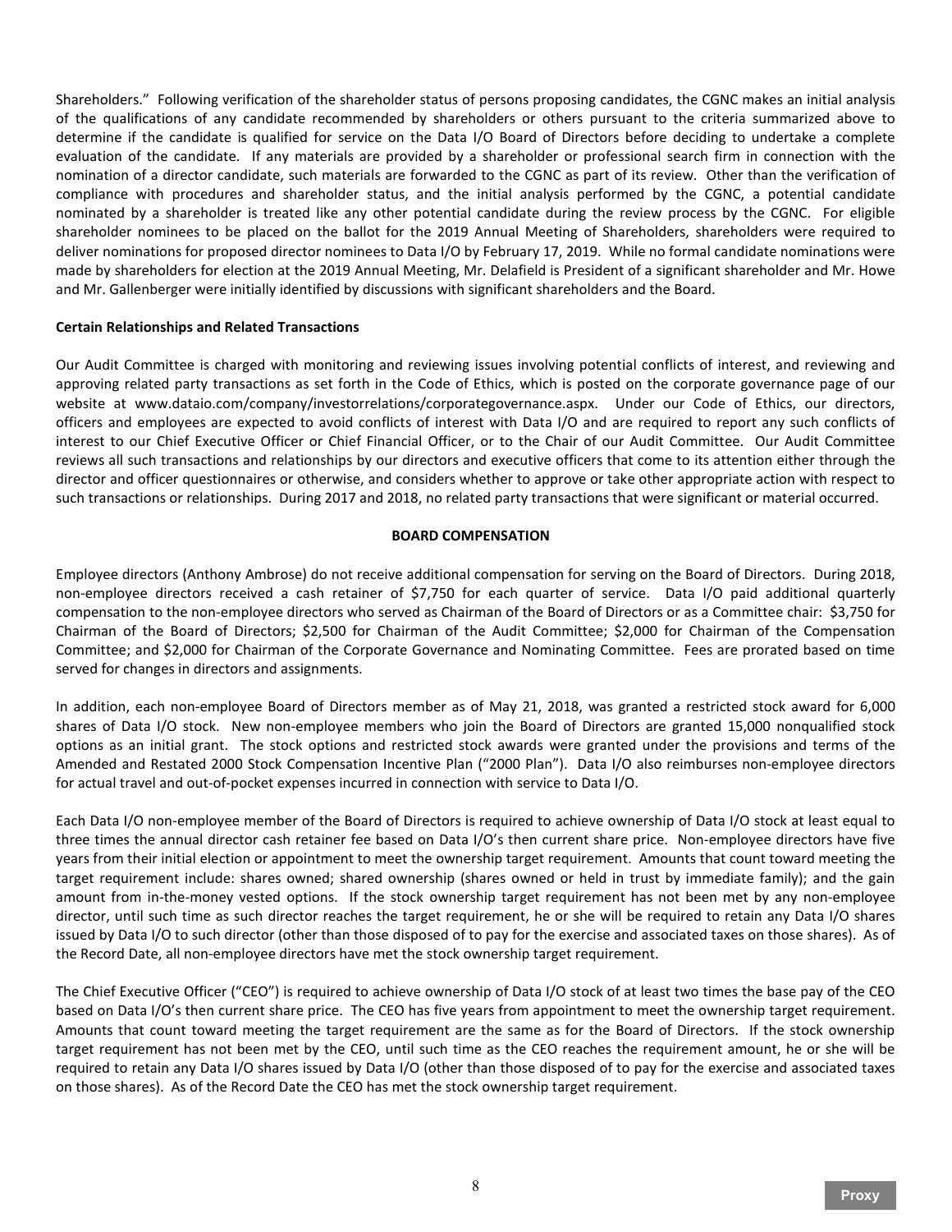Shareholders." Following verification of the shareholder status of persons proposing candidates, the CGNC makes an initial analysis of the qualifications of any candidate recommended by shareholders or others pursuant to the criteria summarized above to determine if the candidate is qualified for service on the Data I/O Board of Directors before deciding to undertake a complete evaluation of the candidate. If any materials are provided by a shareholder or professional search firm in connection with the nomination of a director candidate, such materials are forwarded to the CGNC as part of its review. Other than the verification of compliance with procedures and shareholder status, and the initial analysis performed by the CGNC, a potential candidate nominated by a shareholder is treated like any other potential candidate during the review process by the CGNC. For eligible shareholder nominees to be placed on the ballot for the 2019 Annual Meeting of Shareholders, shareholders were required to deliver nominations for proposed director nominees to Data I/O by February 17, 2019. While no formal candidate nominations were made by shareholders for election at the 2019 Annual Meeting, Mr. Delafield is President of a significant shareholder and Mr. Howe and Mr. Gallenberger were initially identified by discussions with significant shareholders and the Board.

**Certain Relationships and Related Transactions**

Our Audit Committee is charged with monitoring and reviewing issues involving potential conflicts of interest, and reviewing and approving related party transactions as set forth in the Code of Ethics, which is posted on the corporate governance page of our website at www.dataio.com/company/investorrelations/corporategovernance.aspx. Under our Code of Ethics, our directors, officers and employees are expected to avoid conflicts of interest with Data I/O and are required to report any such conflicts of interest to our Chief Executive Officer or Chief Financial Officer, or to the Chair of our Audit Committee. Our Audit Committee reviews all such transactions and relationships by our directors and executive officers that come to its attention either through the director and officer questionnaires or otherwise, and considers whether to approve or take other appropriate action with respect to such transactions or relationships. During 2017 and 2018, no related party transactions that were significant or material occurred.

## BOARD COMPENSATION

Employee directors (Anthony Ambrose) do not receive additional compensation for serving on the Board of Directors. During 2018, non-employee directors received a cash retainer of $7,750 for each quarter of service. Data I/O paid additional quarterly compensation to the non-employee directors who served as Chairman of the Board of Directors or as a Committee chair: $3,750 for Chairman of the Board of Directors; $2,500 for Chairman of the Audit Committee; $2,000 for Chairman of the Compensation Committee; and $2,000 for Chairman of the Corporate Governance and Nominating Committee. Fees are prorated based on time served for changes in directors and assignments.

In addition, each non-employee Board of Directors member as of May 21, 2018, was granted a restricted stock award for 6,000 shares of Data I/O stock. New non-employee members who join the Board of Directors are granted 15,000 nonqualified stock options as an initial grant. The stock options and restricted stock awards were granted under the provisions and terms of the Amended and Restated 2000 Stock Compensation Incentive Plan ("2000 Plan"). Data I/O also reimburses non-employee directors for actual travel and out-of-pocket expenses incurred in connection with service to Data I/O.

Each Data I/O non-employee member of the Board of Directors is required to achieve ownership of Data I/O stock at least equal to three times the annual director cash retainer fee based on Data I/O's then current share price. Non-employee directors have five years from their initial election or appointment to meet the ownership target requirement. Amounts that count toward meeting the target requirement include: shares owned; shared ownership (shares owned or held in trust by immediate family); and the gain amount from in-the-money vested options. If the stock ownership target requirement has not been met by any non-employee director, until such time as such director reaches the target requirement, he or she will be required to retain any Data I/O shares issued by Data I/O to such director (other than those disposed of to pay for the exercise and associated taxes on those shares). As of the Record Date, all non-employee directors have met the stock ownership target requirement.

The Chief Executive Officer ("CEO") is required to achieve ownership of Data I/O stock of at least two times the base pay of the CEO based on Data I/O's then current share price. The CEO has five years from appointment to meet the ownership target requirement. Amounts that count toward meeting the target requirement are the same as for the Board of Directors. If the stock ownership target requirement has not been met by the CEO, until such time as the CEO reaches the requirement amount, he or she will be required to retain any Data I/O shares issued by Data I/O (other than those disposed of to pay for the exercise and associated taxes on those shares). As of the Record Date the CEO has met the stock ownership target requirement.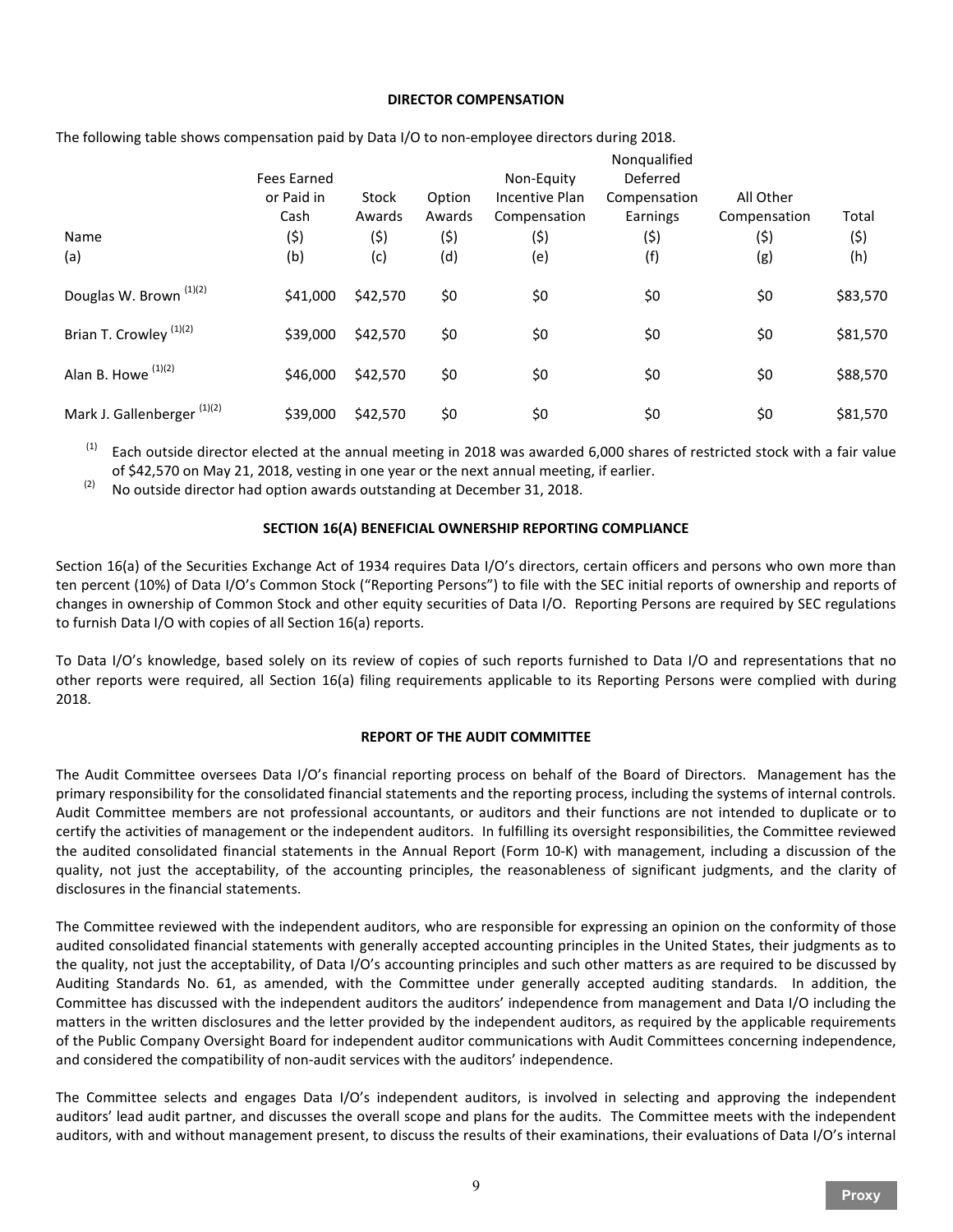## DIRECTOR COMPENSATION

The following table shows compensation paid by Data I/O to non-employee directors during 2018.

| Name (a) | Fees Earned or Paid in Cash ($) (b) | Stock Awards ($) (c) | Option Awards ($) (d) | Non-Equity Incentive Plan Compensation ($) (e) | Nonqualified Deferred Compensation Earnings ($) (f) | All Other Compensation ($) (g) | Total ($) (h) |
|---|---|---|---|---|---|---|---|
| Douglas W. Brown [1][2] | $41,000 | $42,570 | $0 | $0 | $0 | $0 | $83,570 |
| Brian T. Crowley [1][2] | $39,000 | $42,570 | $0 | $0 | $0 | $0 | $81,570 |
| Alan B. Howe [1][2] | $46,000 | $42,570 | $0 | $0 | $0 | $0 | $88,570 |
| Mark J. Gallenberger [1][2] | $39,000 | $42,570 | $0 | $0 | $0 | $0 | $81,570 |

(1) Each outside director elected at the annual meeting in 2018 was awarded 6,000 shares of restricted stock with a fair value of $42,570 on May 21, 2018, vesting in one year or the next annual meeting, if earlier.

(2) No outside director had option awards outstanding at December 31, 2018.

## SECTION 16(A) BENEFICIAL OWNERSHIP REPORTING COMPLIANCE

Section 16(a) of the Securities Exchange Act of 1934 requires Data I/O's directors, certain officers and persons who own more than ten percent (10%) of Data I/O's Common Stock ("Reporting Persons") to file with the SEC initial reports of ownership and reports of changes in ownership of Common Stock and other equity securities of Data I/O. Reporting Persons are required by SEC regulations to furnish Data I/O with copies of all Section 16(a) reports.

To Data I/O's knowledge, based solely on its review of copies of such reports furnished to Data I/O and representations that no other reports were required, all Section 16(a) filing requirements applicable to its Reporting Persons were complied with during 2018.

## REPORT OF THE AUDIT COMMITTEE

The Audit Committee oversees Data I/O's financial reporting process on behalf of the Board of Directors. Management has the primary responsibility for the consolidated financial statements and the reporting process, including the systems of internal controls. Audit Committee members are not professional accountants, or auditors and their functions are not intended to duplicate or to certify the activities of management or the independent auditors. In fulfilling its oversight responsibilities, the Committee reviewed the audited consolidated financial statements in the Annual Report (Form 10-K) with management, including a discussion of the quality, not just the acceptability, of the accounting principles, the reasonableness of significant judgments, and the clarity of disclosures in the financial statements.

The Committee reviewed with the independent auditors, who are responsible for expressing an opinion on the conformity of those audited consolidated financial statements with generally accepted accounting principles in the United States, their judgments as to the quality, not just the acceptability, of Data I/O's accounting principles and such other matters as are required to be discussed by Auditing Standards No. 61, as amended, with the Committee under generally accepted auditing standards. In addition, the Committee has discussed with the independent auditors the auditors' independence from management and Data I/O including the matters in the written disclosures and the letter provided by the independent auditors, as required by the applicable requirements of the Public Company Oversight Board for independent auditor communications with Audit Committees concerning independence, and considered the compatibility of non-audit services with the auditors' independence.

The Committee selects and engages Data I/O's independent auditors, is involved in selecting and approving the independent auditors' lead audit partner, and discusses the overall scope and plans for the audits. The Committee meets with the independent auditors, with and without management present, to discuss the results of their examinations, their evaluations of Data I/O's internal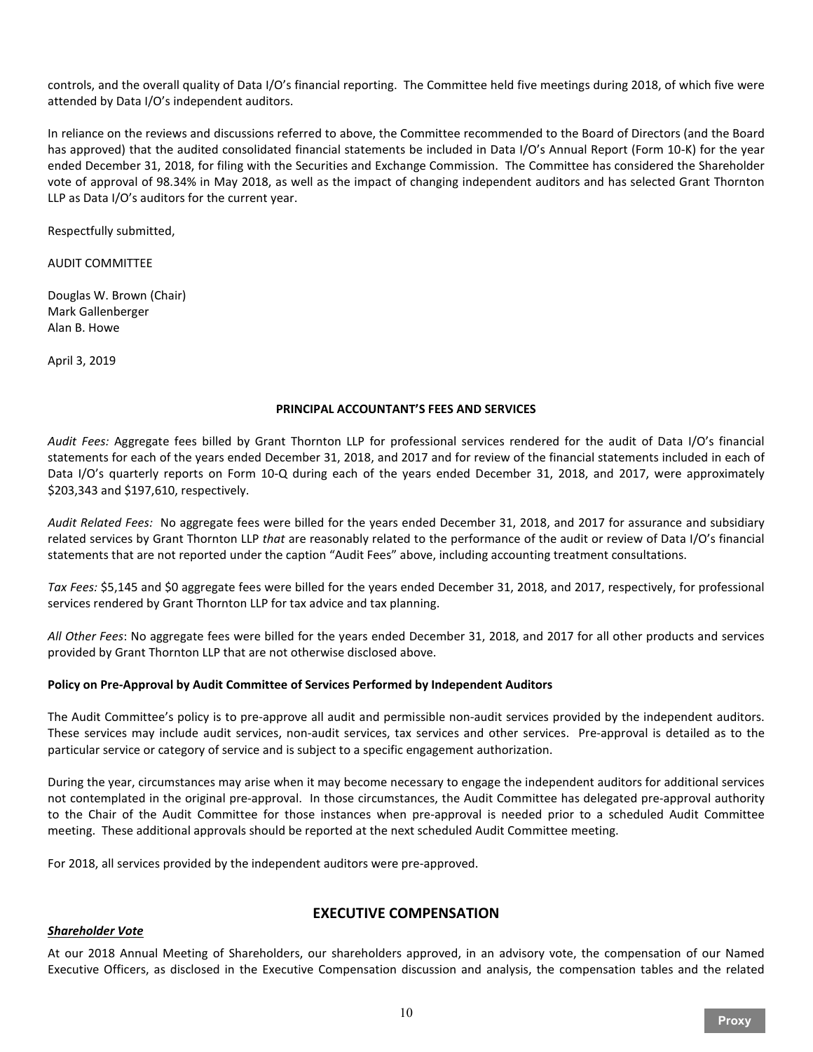controls, and the overall quality of Data I/O's financial reporting. The Committee held five meetings during 2018, of which five were attended by Data I/O's independent auditors.

In reliance on the reviews and discussions referred to above, the Committee recommended to the Board of Directors (and the Board has approved) that the audited consolidated financial statements be included in Data I/O's Annual Report (Form 10-K) for the year ended December 31, 2018, for filing with the Securities and Exchange Commission. The Committee has considered the Shareholder vote of approval of 98.34% in May 2018, as well as the impact of changing independent auditors and has selected Grant Thornton LLP as Data I/O's auditors for the current year.

Respectfully submitted,

AUDIT COMMITTEE

Douglas W. Brown (Chair)
Mark Gallenberger
Alan B. Howe

April 3, 2019

**PRINCIPAL ACCOUNTANT'S FEES AND SERVICES**

*Audit Fees:* Aggregate fees billed by Grant Thornton LLP for professional services rendered for the audit of Data I/O's financial statements for each of the years ended December 31, 2018, and 2017 and for review of the financial statements included in each of Data I/O's quarterly reports on Form 10-Q during each of the years ended December 31, 2018, and 2017, were approximately $203,343 and $197,610, respectively.

*Audit Related Fees:* No aggregate fees were billed for the years ended December 31, 2018, and 2017 for assurance and subsidiary related services by Grant Thornton LLP *that* are reasonably related to the performance of the audit or review of Data I/O's financial statements that are not reported under the caption "Audit Fees" above, including accounting treatment consultations.

*Tax Fees:* $5,145 and $0 aggregate fees were billed for the years ended December 31, 2018, and 2017, respectively, for professional services rendered by Grant Thornton LLP for tax advice and tax planning.

*All Other Fees*: No aggregate fees were billed for the years ended December 31, 2018, and 2017 for all other products and services provided by Grant Thornton LLP that are not otherwise disclosed above.

**Policy on Pre-Approval by Audit Committee of Services Performed by Independent Auditors**

The Audit Committee's policy is to pre-approve all audit and permissible non-audit services provided by the independent auditors. These services may include audit services, non-audit services, tax services and other services. Pre-approval is detailed as to the particular service or category of service and is subject to a specific engagement authorization.

During the year, circumstances may arise when it may become necessary to engage the independent auditors for additional services not contemplated in the original pre-approval. In those circumstances, the Audit Committee has delegated pre-approval authority to the Chair of the Audit Committee for those instances when pre-approval is needed prior to a scheduled Audit Committee meeting. These additional approvals should be reported at the next scheduled Audit Committee meeting.

For 2018, all services provided by the independent auditors were pre-approved.

## EXECUTIVE COMPENSATION

***Shareholder Vote***

At our 2018 Annual Meeting of Shareholders, our shareholders approved, in an advisory vote, the compensation of our Named Executive Officers, as disclosed in the Executive Compensation discussion and analysis, the compensation tables and the related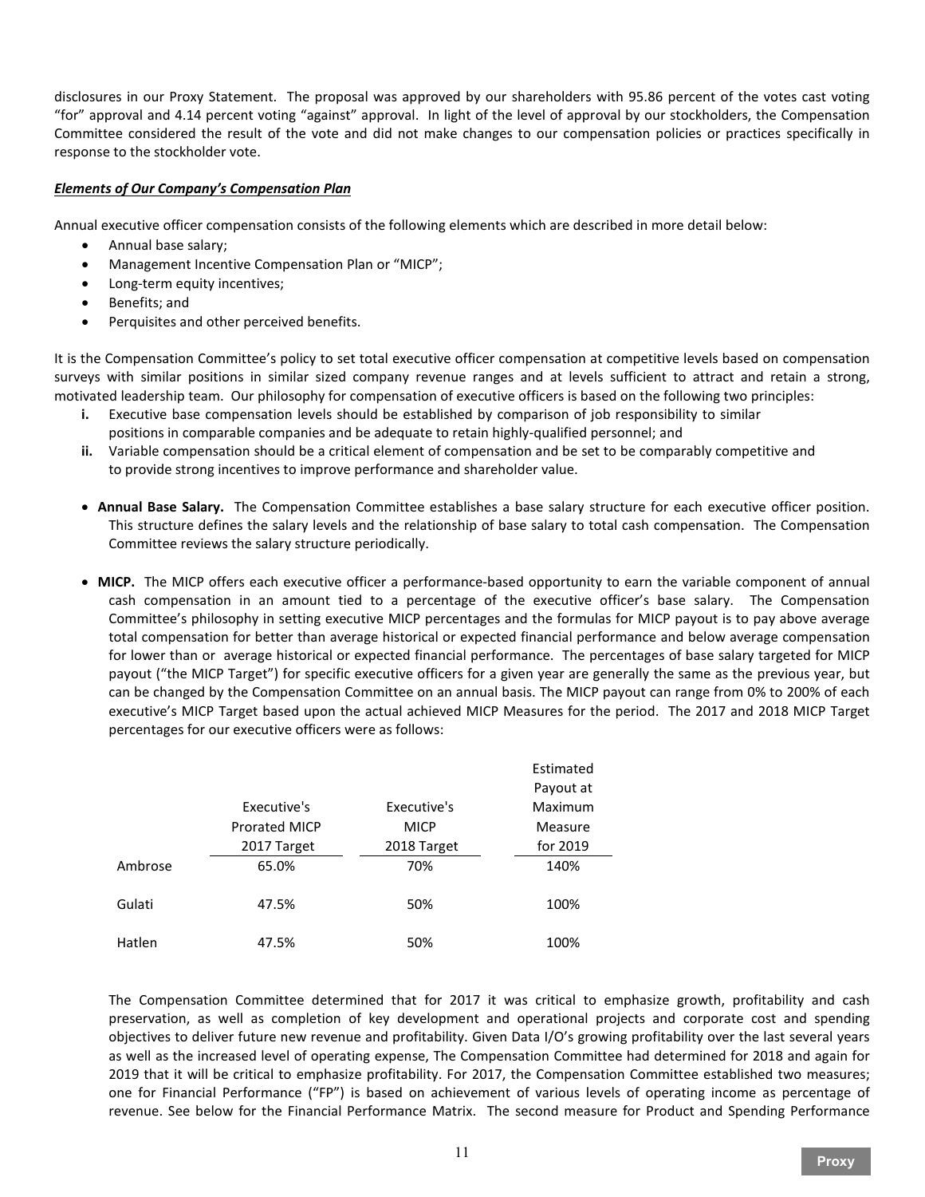disclosures in our Proxy Statement. The proposal was approved by our shareholders with 95.86 percent of the votes cast voting "for" approval and 4.14 percent voting "against" approval. In light of the level of approval by our stockholders, the Compensation Committee considered the result of the vote and did not make changes to our compensation policies or practices specifically in response to the stockholder vote.

***Elements of Our Company's Compensation Plan***

Annual executive officer compensation consists of the following elements which are described in more detail below:

- Annual base salary;
- Management Incentive Compensation Plan or "MICP";
- Long-term equity incentives;
- Benefits; and
- Perquisites and other perceived benefits.

It is the Compensation Committee's policy to set total executive officer compensation at competitive levels based on compensation surveys with similar positions in similar sized company revenue ranges and at levels sufficient to attract and retain a strong, motivated leadership team. Our philosophy for compensation of executive officers is based on the following two principles:

**i.** Executive base compensation levels should be established by comparison of job responsibility to similar positions in comparable companies and be adequate to retain highly-qualified personnel; and

**ii.** Variable compensation should be a critical element of compensation and be set to be comparably competitive and to provide strong incentives to improve performance and shareholder value.

- **Annual Base Salary.** The Compensation Committee establishes a base salary structure for each executive officer position. This structure defines the salary levels and the relationship of base salary to total cash compensation. The Compensation Committee reviews the salary structure periodically.

- **MICP.** The MICP offers each executive officer a performance-based opportunity to earn the variable component of annual cash compensation in an amount tied to a percentage of the executive officer's base salary. The Compensation Committee's philosophy in setting executive MICP percentages and the formulas for MICP payout is to pay above average total compensation for better than average historical or expected financial performance and below average compensation for lower than or average historical or expected financial performance. The percentages of base salary targeted for MICP payout ("the MICP Target") for specific executive officers for a given year are generally the same as the previous year, but can be changed by the Compensation Committee on an annual basis. The MICP payout can range from 0% to 200% of each executive's MICP Target based upon the actual achieved MICP Measures for the period. The 2017 and 2018 MICP Target percentages for our executive officers were as follows:

| | Executive's Prorated MICP 2017 Target | Executive's MICP 2018 Target | Estimated Payout at Maximum Measure for 2019 |
|---|---|---|---|
| Ambrose | 65.0% | 70% | 140% |
| Gulati | 47.5% | 50% | 100% |
| Hatlen | 47.5% | 50% | 100% |

The Compensation Committee determined that for 2017 it was critical to emphasize growth, profitability and cash preservation, as well as completion of key development and operational projects and corporate cost and spending objectives to deliver future new revenue and profitability. Given Data I/O's growing profitability over the last several years as well as the increased level of operating expense, The Compensation Committee had determined for 2018 and again for 2019 that it will be critical to emphasize profitability. For 2017, the Compensation Committee established two measures; one for Financial Performance ("FP") is based on achievement of various levels of operating income as percentage of revenue. See below for the Financial Performance Matrix. The second measure for Product and Spending Performance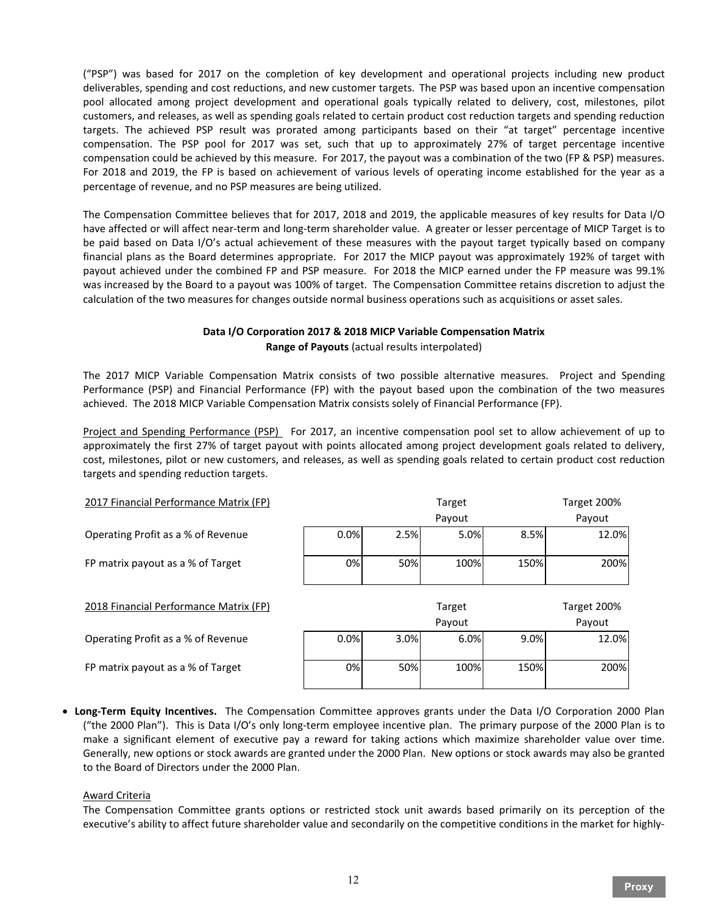("PSP") was based for 2017 on the completion of key development and operational projects including new product deliverables, spending and cost reductions, and new customer targets. The PSP was based upon an incentive compensation pool allocated among project development and operational goals typically related to delivery, cost, milestones, pilot customers, and releases, as well as spending goals related to certain product cost reduction targets and spending reduction targets. The achieved PSP result was prorated among participants based on their "at target" percentage incentive compensation. The PSP pool for 2017 was set, such that up to approximately 27% of target percentage incentive compensation could be achieved by this measure. For 2017, the payout was a combination of the two (FP & PSP) measures. For 2018 and 2019, the FP is based on achievement of various levels of operating income established for the year as a percentage of revenue, and no PSP measures are being utilized.

The Compensation Committee believes that for 2017, 2018 and 2019, the applicable measures of key results for Data I/O have affected or will affect near-term and long-term shareholder value. A greater or lesser percentage of MICP Target is to be paid based on Data I/O's actual achievement of these measures with the payout target typically based on company financial plans as the Board determines appropriate. For 2017 the MICP payout was approximately 192% of target with payout achieved under the combined FP and PSP measure. For 2018 the MICP earned under the FP measure was 99.1% was increased by the Board to a payout was 100% of target. The Compensation Committee retains discretion to adjust the calculation of the two measures for changes outside normal business operations such as acquisitions or asset sales.

**Data I/O Corporation 2017 & 2018 MICP Variable Compensation Matrix**

**Range of Payouts** (actual results interpolated)

The 2017 MICP Variable Compensation Matrix consists of two possible alternative measures. Project and Spending Performance (PSP) and Financial Performance (FP) with the payout based upon the combination of the two measures achieved. The 2018 MICP Variable Compensation Matrix consists solely of Financial Performance (FP).

Project and Spending Performance (PSP) For 2017, an incentive compensation pool set to allow achievement of up to approximately the first 27% of target payout with points allocated among project development goals related to delivery, cost, milestones, pilot or new customers, and releases, as well as spending goals related to certain product cost reduction targets and spending reduction targets.

| 2017 Financial Performance Matrix (FP) | | | Target Payout | | Target 200% Payout |
|---|---|---|---|---|---|
| Operating Profit as a % of Revenue | 0.0% | 2.5% | 5.0% | 8.5% | 12.0% |
| FP matrix payout as a % of Target | 0% | 50% | 100% | 150% | 200% |

| 2018 Financial Performance Matrix (FP) | | | Target Payout | | Target 200% Payout |
|---|---|---|---|---|---|
| Operating Profit as a % of Revenue | 0.0% | 3.0% | 6.0% | 9.0% | 12.0% |
| FP matrix payout as a % of Target | 0% | 50% | 100% | 150% | 200% |

- **Long-Term Equity Incentives.** The Compensation Committee approves grants under the Data I/O Corporation 2000 Plan ("the 2000 Plan"). This is Data I/O's only long-term employee incentive plan. The primary purpose of the 2000 Plan is to make a significant element of executive pay a reward for taking actions which maximize shareholder value over time. Generally, new options or stock awards are granted under the 2000 Plan. New options or stock awards may also be granted to the Board of Directors under the 2000 Plan.

  Award Criteria

  The Compensation Committee grants options or restricted stock unit awards based primarily on its perception of the executive's ability to affect future shareholder value and secondarily on the competitive conditions in the market for highly-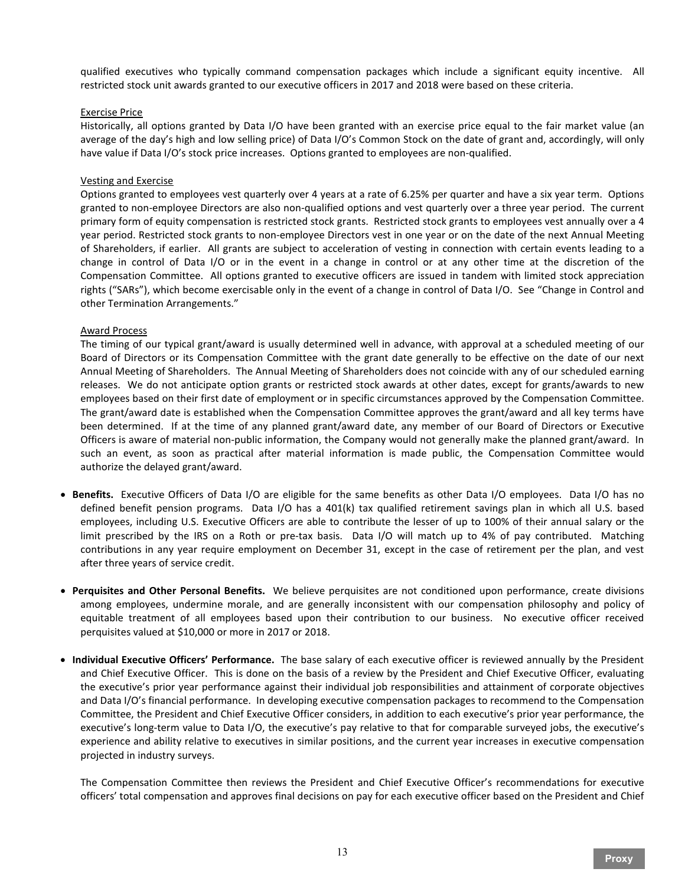qualified executives who typically command compensation packages which include a significant equity incentive. All restricted stock unit awards granted to our executive officers in 2017 and 2018 were based on these criteria.

Exercise Price

Historically, all options granted by Data I/O have been granted with an exercise price equal to the fair market value (an average of the day's high and low selling price) of Data I/O's Common Stock on the date of grant and, accordingly, will only have value if Data I/O's stock price increases. Options granted to employees are non-qualified.

Vesting and Exercise

Options granted to employees vest quarterly over 4 years at a rate of 6.25% per quarter and have a six year term. Options granted to non-employee Directors are also non-qualified options and vest quarterly over a three year period. The current primary form of equity compensation is restricted stock grants. Restricted stock grants to employees vest annually over a 4 year period. Restricted stock grants to non-employee Directors vest in one year or on the date of the next Annual Meeting of Shareholders, if earlier. All grants are subject to acceleration of vesting in connection with certain events leading to a change in control of Data I/O or in the event in a change in control or at any other time at the discretion of the Compensation Committee. All options granted to executive officers are issued in tandem with limited stock appreciation rights ("SARs"), which become exercisable only in the event of a change in control of Data I/O. See "Change in Control and other Termination Arrangements."

Award Process

The timing of our typical grant/award is usually determined well in advance, with approval at a scheduled meeting of our Board of Directors or its Compensation Committee with the grant date generally to be effective on the date of our next Annual Meeting of Shareholders. The Annual Meeting of Shareholders does not coincide with any of our scheduled earning releases. We do not anticipate option grants or restricted stock awards at other dates, except for grants/awards to new employees based on their first date of employment or in specific circumstances approved by the Compensation Committee. The grant/award date is established when the Compensation Committee approves the grant/award and all key terms have been determined. If at the time of any planned grant/award date, any member of our Board of Directors or Executive Officers is aware of material non-public information, the Company would not generally make the planned grant/award. In such an event, as soon as practical after material information is made public, the Compensation Committee would authorize the delayed grant/award.

- **Benefits.** Executive Officers of Data I/O are eligible for the same benefits as other Data I/O employees. Data I/O has no defined benefit pension programs. Data I/O has a 401(k) tax qualified retirement savings plan in which all U.S. based employees, including U.S. Executive Officers are able to contribute the lesser of up to 100% of their annual salary or the limit prescribed by the IRS on a Roth or pre-tax basis. Data I/O will match up to 4% of pay contributed. Matching contributions in any year require employment on December 31, except in the case of retirement per the plan, and vest after three years of service credit.

- **Perquisites and Other Personal Benefits.** We believe perquisites are not conditioned upon performance, create divisions among employees, undermine morale, and are generally inconsistent with our compensation philosophy and policy of equitable treatment of all employees based upon their contribution to our business. No executive officer received perquisites valued at $10,000 or more in 2017 or 2018.

- **Individual Executive Officers' Performance.** The base salary of each executive officer is reviewed annually by the President and Chief Executive Officer. This is done on the basis of a review by the President and Chief Executive Officer, evaluating the executive's prior year performance against their individual job responsibilities and attainment of corporate objectives and Data I/O's financial performance. In developing executive compensation packages to recommend to the Compensation Committee, the President and Chief Executive Officer considers, in addition to each executive's prior year performance, the executive's long-term value to Data I/O, the executive's pay relative to that for comparable surveyed jobs, the executive's experience and ability relative to executives in similar positions, and the current year increases in executive compensation projected in industry surveys.

  The Compensation Committee then reviews the President and Chief Executive Officer's recommendations for executive officers' total compensation and approves final decisions on pay for each executive officer based on the President and Chief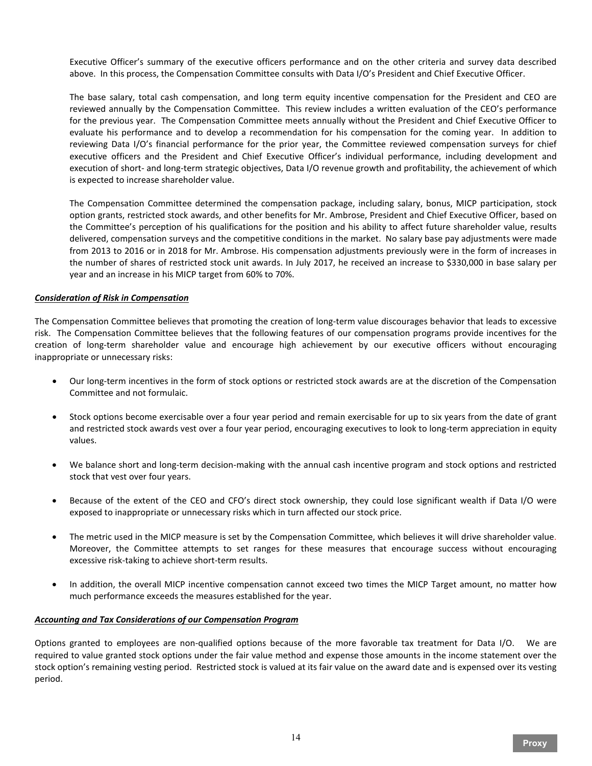Executive Officer's summary of the executive officers performance and on the other criteria and survey data described above. In this process, the Compensation Committee consults with Data I/O's President and Chief Executive Officer.

The base salary, total cash compensation, and long term equity incentive compensation for the President and CEO are reviewed annually by the Compensation Committee. This review includes a written evaluation of the CEO's performance for the previous year. The Compensation Committee meets annually without the President and Chief Executive Officer to evaluate his performance and to develop a recommendation for his compensation for the coming year. In addition to reviewing Data I/O's financial performance for the prior year, the Committee reviewed compensation surveys for chief executive officers and the President and Chief Executive Officer's individual performance, including development and execution of short- and long-term strategic objectives, Data I/O revenue growth and profitability, the achievement of which is expected to increase shareholder value.

The Compensation Committee determined the compensation package, including salary, bonus, MICP participation, stock option grants, restricted stock awards, and other benefits for Mr. Ambrose, President and Chief Executive Officer, based on the Committee's perception of his qualifications for the position and his ability to affect future shareholder value, results delivered, compensation surveys and the competitive conditions in the market. No salary base pay adjustments were made from 2013 to 2016 or in 2018 for Mr. Ambrose. His compensation adjustments previously were in the form of increases in the number of shares of restricted stock unit awards. In July 2017, he received an increase to $330,000 in base salary per year and an increase in his MICP target from 60% to 70%.

***Consideration of Risk in Compensation***

The Compensation Committee believes that promoting the creation of long-term value discourages behavior that leads to excessive risk. The Compensation Committee believes that the following features of our compensation programs provide incentives for the creation of long-term shareholder value and encourage high achievement by our executive officers without encouraging inappropriate or unnecessary risks:

- Our long-term incentives in the form of stock options or restricted stock awards are at the discretion of the Compensation Committee and not formulaic.
- Stock options become exercisable over a four year period and remain exercisable for up to six years from the date of grant and restricted stock awards vest over a four year period, encouraging executives to look to long-term appreciation in equity values.
- We balance short and long-term decision-making with the annual cash incentive program and stock options and restricted stock that vest over four years.
- Because of the extent of the CEO and CFO's direct stock ownership, they could lose significant wealth if Data I/O were exposed to inappropriate or unnecessary risks which in turn affected our stock price.
- The metric used in the MICP measure is set by the Compensation Committee, which believes it will drive shareholder value. Moreover, the Committee attempts to set ranges for these measures that encourage success without encouraging excessive risk-taking to achieve short-term results.
- In addition, the overall MICP incentive compensation cannot exceed two times the MICP Target amount, no matter how much performance exceeds the measures established for the year.

***Accounting and Tax Considerations of our Compensation Program***

Options granted to employees are non-qualified options because of the more favorable tax treatment for Data I/O. We are required to value granted stock options under the fair value method and expense those amounts in the income statement over the stock option's remaining vesting period. Restricted stock is valued at its fair value on the award date and is expensed over its vesting period.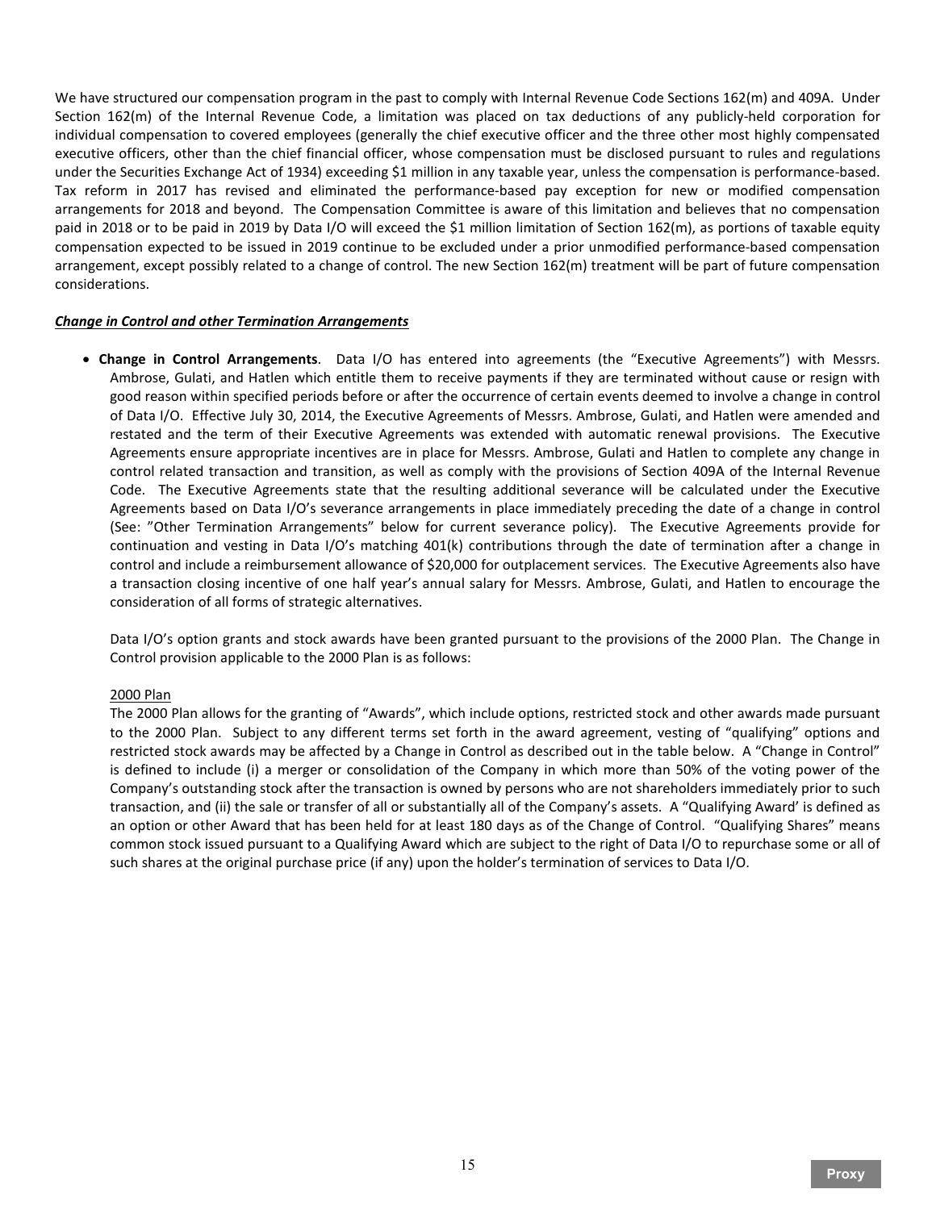We have structured our compensation program in the past to comply with Internal Revenue Code Sections 162(m) and 409A. Under Section 162(m) of the Internal Revenue Code, a limitation was placed on tax deductions of any publicly-held corporation for individual compensation to covered employees (generally the chief executive officer and the three other most highly compensated executive officers, other than the chief financial officer, whose compensation must be disclosed pursuant to rules and regulations under the Securities Exchange Act of 1934) exceeding $1 million in any taxable year, unless the compensation is performance-based. Tax reform in 2017 has revised and eliminated the performance-based pay exception for new or modified compensation arrangements for 2018 and beyond. The Compensation Committee is aware of this limitation and believes that no compensation paid in 2018 or to be paid in 2019 by Data I/O will exceed the $1 million limitation of Section 162(m), as portions of taxable equity compensation expected to be issued in 2019 continue to be excluded under a prior unmodified performance-based compensation arrangement, except possibly related to a change of control. The new Section 162(m) treatment will be part of future compensation considerations.

***Change in Control and other Termination Arrangements***

- **Change in Control Arrangements**. Data I/O has entered into agreements (the "Executive Agreements") with Messrs. Ambrose, Gulati, and Hatlen which entitle them to receive payments if they are terminated without cause or resign with good reason within specified periods before or after the occurrence of certain events deemed to involve a change in control of Data I/O. Effective July 30, 2014, the Executive Agreements of Messrs. Ambrose, Gulati, and Hatlen were amended and restated and the term of their Executive Agreements was extended with automatic renewal provisions. The Executive Agreements ensure appropriate incentives are in place for Messrs. Ambrose, Gulati and Hatlen to complete any change in control related transaction and transition, as well as comply with the provisions of Section 409A of the Internal Revenue Code. The Executive Agreements state that the resulting additional severance will be calculated under the Executive Agreements based on Data I/O's severance arrangements in place immediately preceding the date of a change in control (See: "Other Termination Arrangements" below for current severance policy). The Executive Agreements provide for continuation and vesting in Data I/O's matching 401(k) contributions through the date of termination after a change in control and include a reimbursement allowance of $20,000 for outplacement services. The Executive Agreements also have a transaction closing incentive of one half year's annual salary for Messrs. Ambrose, Gulati, and Hatlen to encourage the consideration of all forms of strategic alternatives.

  Data I/O's option grants and stock awards have been granted pursuant to the provisions of the 2000 Plan. The Change in Control provision applicable to the 2000 Plan is as follows:

  2000 Plan

  The 2000 Plan allows for the granting of "Awards", which include options, restricted stock and other awards made pursuant to the 2000 Plan. Subject to any different terms set forth in the award agreement, vesting of "qualifying" options and restricted stock awards may be affected by a Change in Control as described out in the table below. A "Change in Control" is defined to include (i) a merger or consolidation of the Company in which more than 50% of the voting power of the Company's outstanding stock after the transaction is owned by persons who are not shareholders immediately prior to such transaction, and (ii) the sale or transfer of all or substantially all of the Company's assets. A "Qualifying Award' is defined as an option or other Award that has been held for at least 180 days as of the Change of Control. "Qualifying Shares" means common stock issued pursuant to a Qualifying Award which are subject to the right of Data I/O to repurchase some or all of such shares at the original purchase price (if any) upon the holder's termination of services to Data I/O.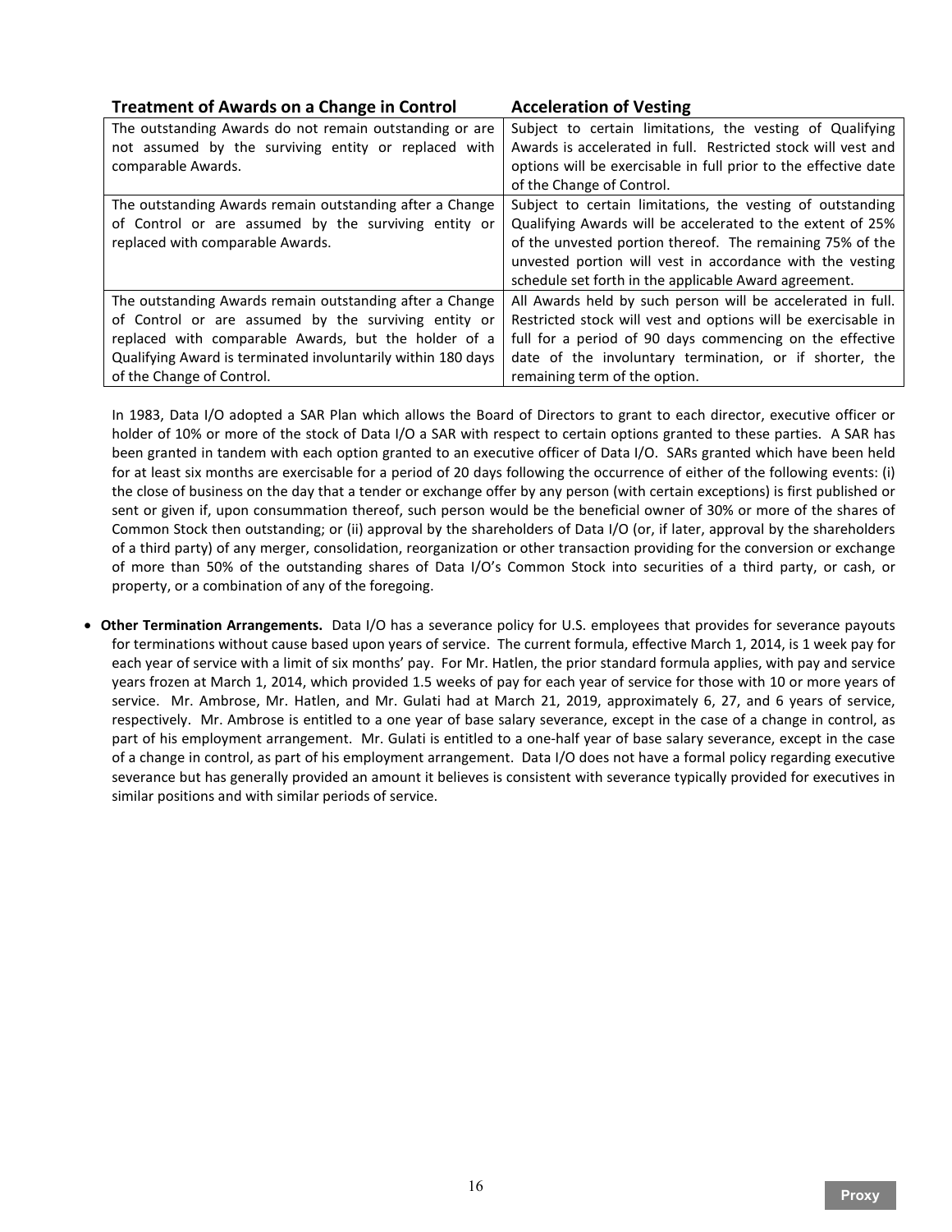| Treatment of Awards on a Change in Control | Acceleration of Vesting |
|---|---|
| The outstanding Awards do not remain outstanding or are not assumed by the surviving entity or replaced with comparable Awards. | Subject to certain limitations, the vesting of Qualifying Awards is accelerated in full. Restricted stock will vest and options will be exercisable in full prior to the effective date of the Change of Control. |
| The outstanding Awards remain outstanding after a Change of Control or are assumed by the surviving entity or replaced with comparable Awards. | Subject to certain limitations, the vesting of outstanding Qualifying Awards will be accelerated to the extent of 25% of the unvested portion thereof. The remaining 75% of the unvested portion will vest in accordance with the vesting schedule set forth in the applicable Award agreement. |
| The outstanding Awards remain outstanding after a Change of Control or are assumed by the surviving entity or replaced with comparable Awards, but the holder of a Qualifying Award is terminated involuntarily within 180 days of the Change of Control. | All Awards held by such person will be accelerated in full. Restricted stock will vest and options will be exercisable in full for a period of 90 days commencing on the effective date of the involuntary termination, or if shorter, the remaining term of the option. |

In 1983, Data I/O adopted a SAR Plan which allows the Board of Directors to grant to each director, executive officer or holder of 10% or more of the stock of Data I/O a SAR with respect to certain options granted to these parties. A SAR has been granted in tandem with each option granted to an executive officer of Data I/O. SARs granted which have been held for at least six months are exercisable for a period of 20 days following the occurrence of either of the following events: (i) the close of business on the day that a tender or exchange offer by any person (with certain exceptions) is first published or sent or given if, upon consummation thereof, such person would be the beneficial owner of 30% or more of the shares of Common Stock then outstanding; or (ii) approval by the shareholders of Data I/O (or, if later, approval by the shareholders of a third party) of any merger, consolidation, reorganization or other transaction providing for the conversion or exchange of more than 50% of the outstanding shares of Data I/O's Common Stock into securities of a third party, or cash, or property, or a combination of any of the foregoing.

- **Other Termination Arrangements.** Data I/O has a severance policy for U.S. employees that provides for severance payouts for terminations without cause based upon years of service. The current formula, effective March 1, 2014, is 1 week pay for each year of service with a limit of six months' pay. For Mr. Hatlen, the prior standard formula applies, with pay and service years frozen at March 1, 2014, which provided 1.5 weeks of pay for each year of service for those with 10 or more years of service. Mr. Ambrose, Mr. Hatlen, and Mr. Gulati had at March 21, 2019, approximately 6, 27, and 6 years of service, respectively. Mr. Ambrose is entitled to a one year of base salary severance, except in the case of a change in control, as part of his employment arrangement. Mr. Gulati is entitled to a one-half year of base salary severance, except in the case of a change in control, as part of his employment arrangement. Data I/O does not have a formal policy regarding executive severance but has generally provided an amount it believes is consistent with severance typically provided for executives in similar positions and with similar periods of service.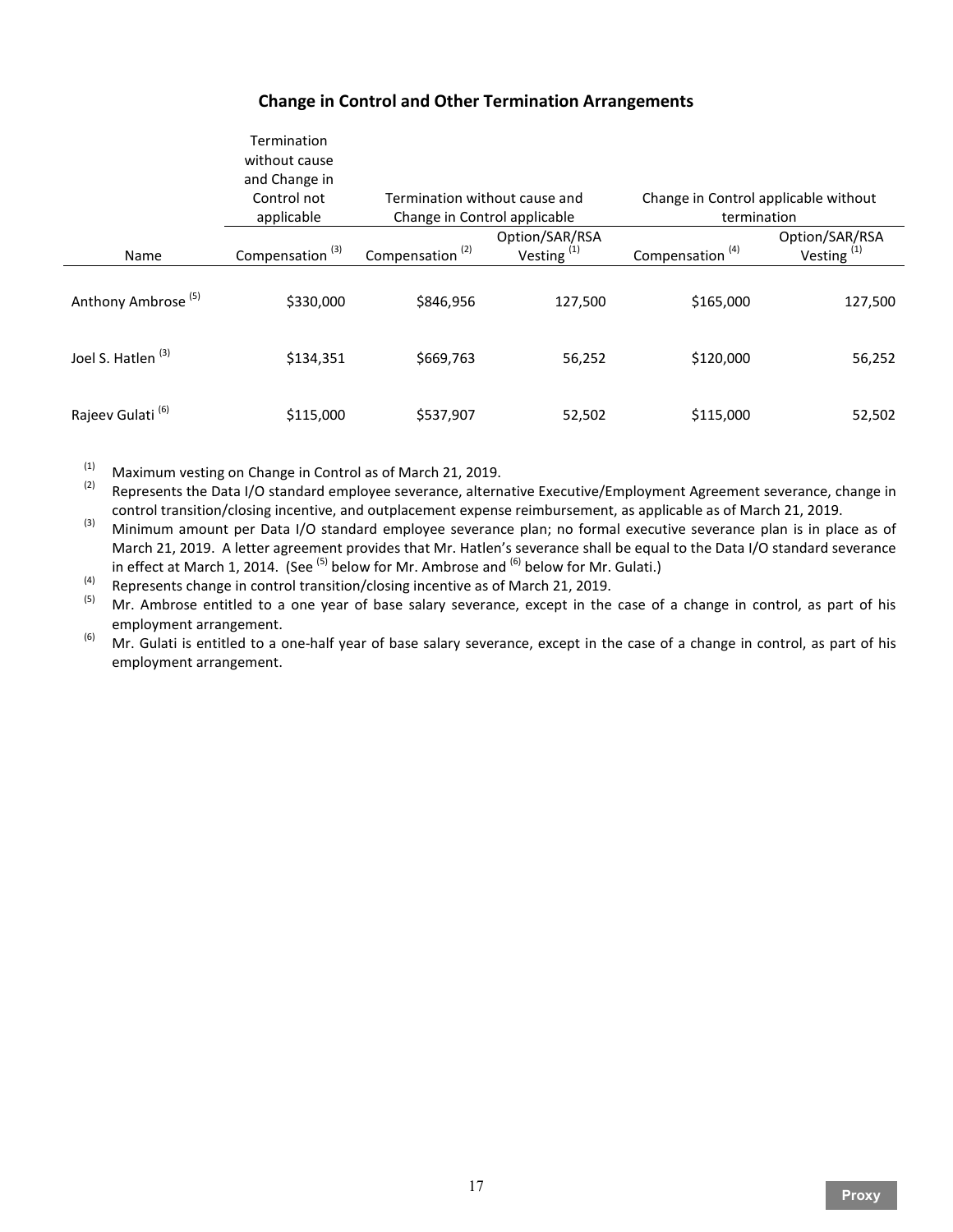## Change in Control and Other Termination Arrangements

| Name | Termination without cause and Change in Control not applicable | Termination without cause and Change in Control applicable | | Change in Control applicable without termination | |
|---|---|---|---|---|---|
| | Compensation [3] | Compensation [2] | Option/SAR/RSA Vesting [1] | Compensation [4] | Option/SAR/RSA Vesting [1] |
| Anthony Ambrose [5] | $330,000 | $846,956 | 127,500 | $165,000 | 127,500 |
| Joel S. Hatlen [3] | $134,351 | $669,763 | 56,252 | $120,000 | 56,252 |
| Rajeev Gulati [6] | $115,000 | $537,907 | 52,502 | $115,000 | 52,502 |

(1) Maximum vesting on Change in Control as of March 21, 2019.

(2) Represents the Data I/O standard employee severance, alternative Executive/Employment Agreement severance, change in control transition/closing incentive, and outplacement expense reimbursement, as applicable as of March 21, 2019.

(3) Minimum amount per Data I/O standard employee severance plan; no formal executive severance plan is in place as of March 21, 2019. A letter agreement provides that Mr. Hatlen's severance shall be equal to the Data I/O standard severance in effect at March 1, 2014. (See [5] below for Mr. Ambrose and [6] below for Mr. Gulati.)

(4) Represents change in control transition/closing incentive as of March 21, 2019.

(5) Mr. Ambrose entitled to a one year of base salary severance, except in the case of a change in control, as part of his employment arrangement.

(6) Mr. Gulati is entitled to a one-half year of base salary severance, except in the case of a change in control, as part of his employment arrangement.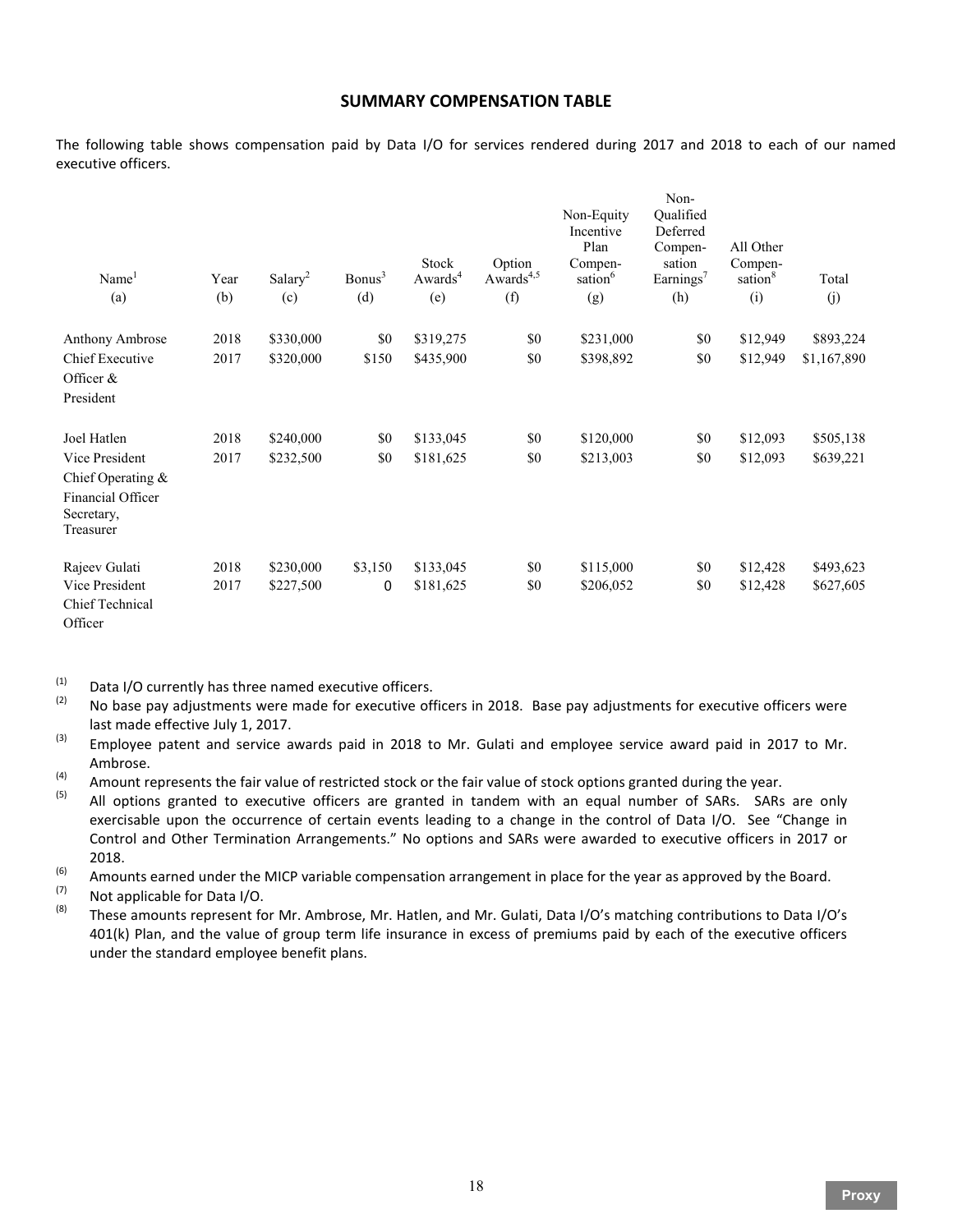## SUMMARY COMPENSATION TABLE

The following table shows compensation paid by Data I/O for services rendered during 2017 and 2018 to each of our named executive officers.

| Name[1] (a) | Year (b) | Salary[2] (c) | Bonus[3] (d) | Stock Awards[4] (e) | Option Awards[4,5] (f) | Non-Equity Incentive Plan Compensation[6] (g) | Non-Qualified Deferred Compensation Earnings[7] (h) | All Other Compensation[8] (i) | Total (j) |
|---|---|---|---|---|---|---|---|---|---|
| Anthony Ambrose | 2018 | $330,000 | $0 | $319,275 | $0 | $231,000 | $0 | $12,949 | $893,224 |
| Chief Executive Officer & President | 2017 | $320,000 | $150 | $435,900 | $0 | $398,892 | $0 | $12,949 | $1,167,890 |
| Joel Hatlen | 2018 | $240,000 | $0 | $133,045 | $0 | $120,000 | $0 | $12,093 | $505,138 |
| Vice President Chief Operating & Financial Officer Secretary, Treasurer | 2017 | $232,500 | $0 | $181,625 | $0 | $213,003 | $0 | $12,093 | $639,221 |
| Rajeev Gulati | 2018 | $230,000 | $3,150 | $133,045 | $0 | $115,000 | $0 | $12,428 | $493,623 |
| Vice President Chief Technical Officer | 2017 | $227,500 | 0 | $181,625 | $0 | $206,052 | $0 | $12,428 | $627,605 |

(1) Data I/O currently has three named executive officers.

(2) No base pay adjustments were made for executive officers in 2018. Base pay adjustments for executive officers were last made effective July 1, 2017.

(3) Employee patent and service awards paid in 2018 to Mr. Gulati and employee service award paid in 2017 to Mr. Ambrose.

(4) Amount represents the fair value of restricted stock or the fair value of stock options granted during the year.

(5) All options granted to executive officers are granted in tandem with an equal number of SARs. SARs are only exercisable upon the occurrence of certain events leading to a change in the control of Data I/O. See "Change in Control and Other Termination Arrangements." No options and SARs were awarded to executive officers in 2017 or 2018.

(6) Amounts earned under the MICP variable compensation arrangement in place for the year as approved by the Board.

(7) Not applicable for Data I/O.

(8) These amounts represent for Mr. Ambrose, Mr. Hatlen, and Mr. Gulati, Data I/O's matching contributions to Data I/O's 401(k) Plan, and the value of group term life insurance in excess of premiums paid by each of the executive officers under the standard employee benefit plans.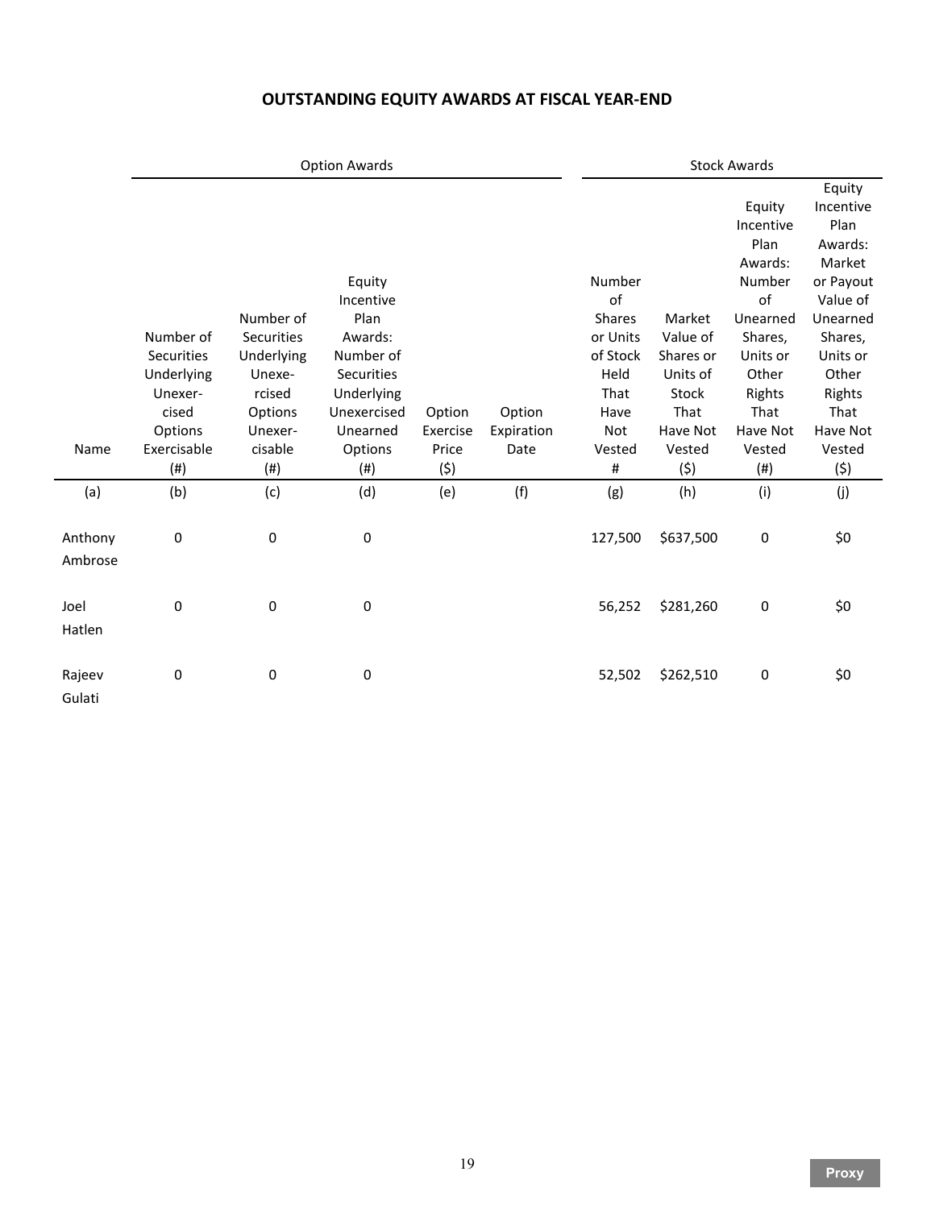## OUTSTANDING EQUITY AWARDS AT FISCAL YEAR-END

| | Option Awards | | | | | Stock Awards | | | |
|---|---|---|---|---|---|---|---|---|---|
| Name | Number of Securities Underlying Unexercised Options Exercisable (#) | Number of Securities Underlying Unexercised Options Unexercisable (#) | Equity Incentive Plan Awards: Number of Securities Underlying Unexercised Unearned Options (#) | Option Exercise Price ($) | Option Expiration Date | Number of Shares or Units of Stock Held That Have Not Vested # | Market Value of Shares or Units of Stock That Have Not Vested ($) | Equity Incentive Plan Awards: Number of Unearned Shares, Units or Other Rights That Have Not Vested (#) | Equity Incentive Plan Awards: Market or Payout Value of Unearned Shares, Units or Other Rights That Have Not Vested ($) |
| (a) | (b) | (c) | (d) | (e) | (f) | (g) | (h) | (i) | (j) |
| Anthony Ambrose | 0 | 0 | 0 | | | 127,500 | $637,500 | 0 | $0 |
| Joel Hatlen | 0 | 0 | 0 | | | 56,252 | $281,260 | 0 | $0 |
| Rajeev Gulati | 0 | 0 | 0 | | | 52,502 | $262,510 | 0 | $0 |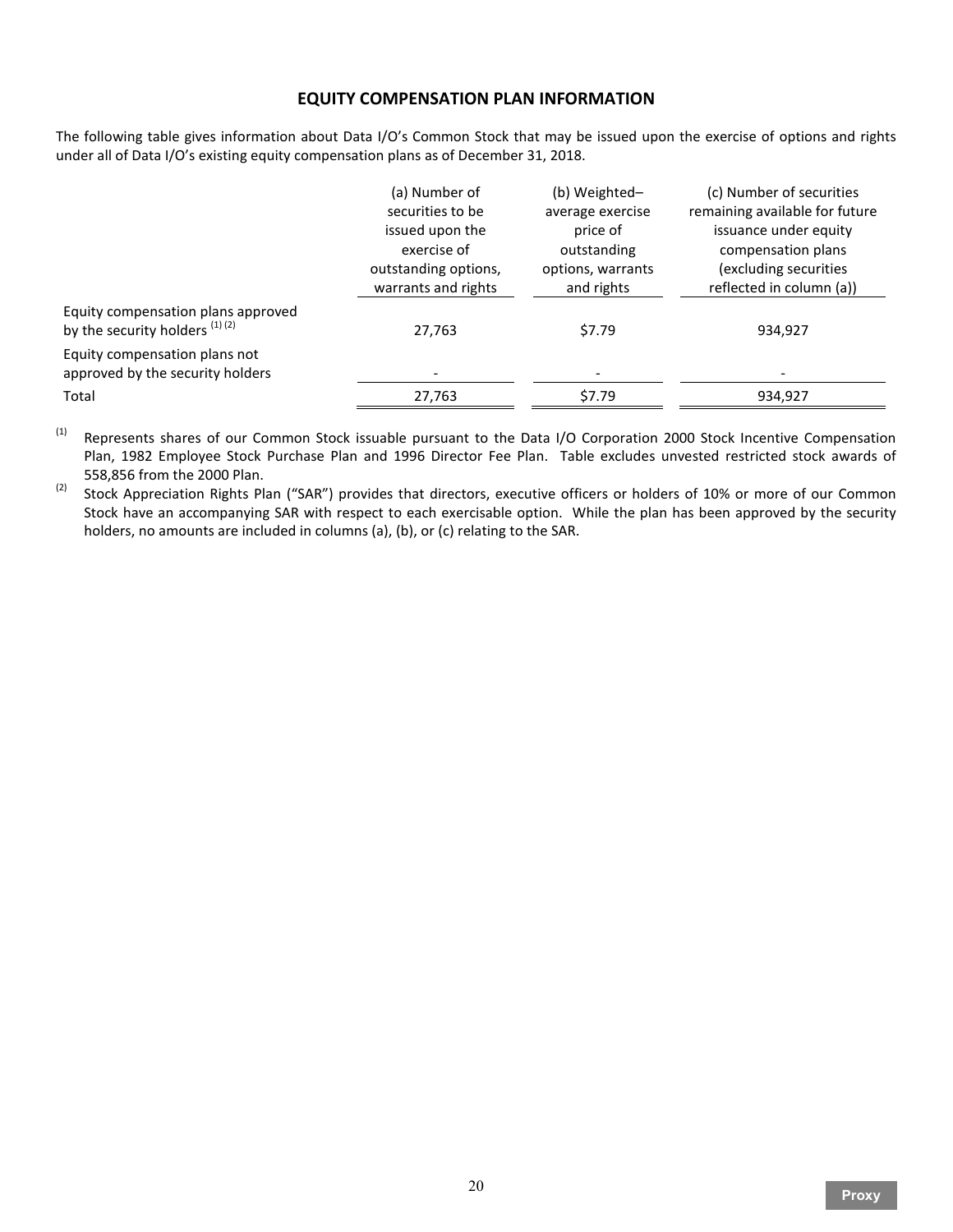## EQUITY COMPENSATION PLAN INFORMATION

The following table gives information about Data I/O's Common Stock that may be issued upon the exercise of options and rights under all of Data I/O's existing equity compensation plans as of December 31, 2018.

| | (a) Number of securities to be issued upon the exercise of outstanding options, warrants and rights | (b) Weighted–average exercise price of outstanding options, warrants and rights | (c) Number of securities remaining available for future issuance under equity compensation plans (excluding securities reflected in column (a)) |
|---|---|---|---|
| Equity compensation plans approved by the security holders [(1) (2)] | 27,763 | $7.79 | 934,927 |
| Equity compensation plans not approved by the security holders | - | - | - |
| Total | 27,763 | $7.79 | 934,927 |

(1) Represents shares of our Common Stock issuable pursuant to the Data I/O Corporation 2000 Stock Incentive Compensation Plan, 1982 Employee Stock Purchase Plan and 1996 Director Fee Plan. Table excludes unvested restricted stock awards of 558,856 from the 2000 Plan.

(2) Stock Appreciation Rights Plan ("SAR") provides that directors, executive officers or holders of 10% or more of our Common Stock have an accompanying SAR with respect to each exercisable option. While the plan has been approved by the security holders, no amounts are included in columns (a), (b), or (c) relating to the SAR.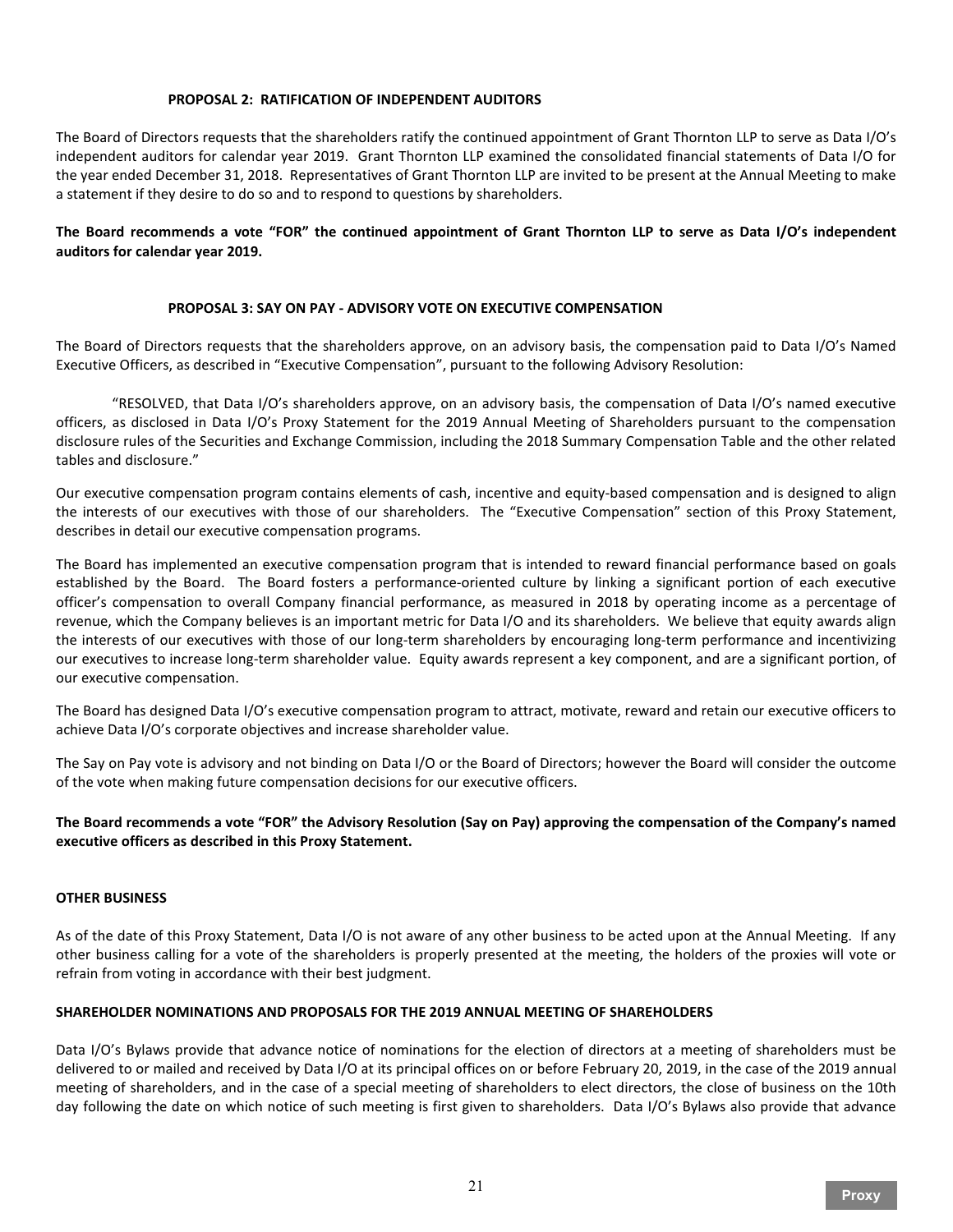## PROPOSAL 2: RATIFICATION OF INDEPENDENT AUDITORS

The Board of Directors requests that the shareholders ratify the continued appointment of Grant Thornton LLP to serve as Data I/O's independent auditors for calendar year 2019. Grant Thornton LLP examined the consolidated financial statements of Data I/O for the year ended December 31, 2018. Representatives of Grant Thornton LLP are invited to be present at the Annual Meeting to make a statement if they desire to do so and to respond to questions by shareholders.

**The Board recommends a vote "FOR" the continued appointment of Grant Thornton LLP to serve as Data I/O's independent auditors for calendar year 2019.**

## PROPOSAL 3: SAY ON PAY - ADVISORY VOTE ON EXECUTIVE COMPENSATION

The Board of Directors requests that the shareholders approve, on an advisory basis, the compensation paid to Data I/O's Named Executive Officers, as described in "Executive Compensation", pursuant to the following Advisory Resolution:

"RESOLVED, that Data I/O's shareholders approve, on an advisory basis, the compensation of Data I/O's named executive officers, as disclosed in Data I/O's Proxy Statement for the 2019 Annual Meeting of Shareholders pursuant to the compensation disclosure rules of the Securities and Exchange Commission, including the 2018 Summary Compensation Table and the other related tables and disclosure."

Our executive compensation program contains elements of cash, incentive and equity-based compensation and is designed to align the interests of our executives with those of our shareholders. The "Executive Compensation" section of this Proxy Statement, describes in detail our executive compensation programs.

The Board has implemented an executive compensation program that is intended to reward financial performance based on goals established by the Board. The Board fosters a performance-oriented culture by linking a significant portion of each executive officer's compensation to overall Company financial performance, as measured in 2018 by operating income as a percentage of revenue, which the Company believes is an important metric for Data I/O and its shareholders. We believe that equity awards align the interests of our executives with those of our long-term shareholders by encouraging long-term performance and incentivizing our executives to increase long-term shareholder value. Equity awards represent a key component, and are a significant portion, of our executive compensation.

The Board has designed Data I/O's executive compensation program to attract, motivate, reward and retain our executive officers to achieve Data I/O's corporate objectives and increase shareholder value.

The Say on Pay vote is advisory and not binding on Data I/O or the Board of Directors; however the Board will consider the outcome of the vote when making future compensation decisions for our executive officers.

**The Board recommends a vote "FOR" the Advisory Resolution (Say on Pay) approving the compensation of the Company's named executive officers as described in this Proxy Statement.**

## OTHER BUSINESS

As of the date of this Proxy Statement, Data I/O is not aware of any other business to be acted upon at the Annual Meeting. If any other business calling for a vote of the shareholders is properly presented at the meeting, the holders of the proxies will vote or refrain from voting in accordance with their best judgment.

## SHAREHOLDER NOMINATIONS AND PROPOSALS FOR THE 2019 ANNUAL MEETING OF SHAREHOLDERS

Data I/O's Bylaws provide that advance notice of nominations for the election of directors at a meeting of shareholders must be delivered to or mailed and received by Data I/O at its principal offices on or before February 20, 2019, in the case of the 2019 annual meeting of shareholders, and in the case of a special meeting of shareholders to elect directors, the close of business on the 10th day following the date on which notice of such meeting is first given to shareholders. Data I/O's Bylaws also provide that advance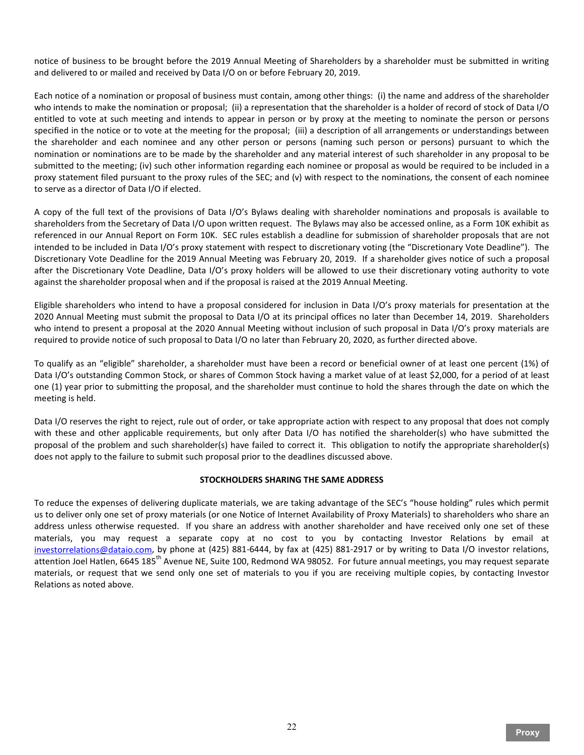notice of business to be brought before the 2019 Annual Meeting of Shareholders by a shareholder must be submitted in writing and delivered to or mailed and received by Data I/O on or before February 20, 2019.

Each notice of a nomination or proposal of business must contain, among other things: (i) the name and address of the shareholder who intends to make the nomination or proposal; (ii) a representation that the shareholder is a holder of record of stock of Data I/O entitled to vote at such meeting and intends to appear in person or by proxy at the meeting to nominate the person or persons specified in the notice or to vote at the meeting for the proposal; (iii) a description of all arrangements or understandings between the shareholder and each nominee and any other person or persons (naming such person or persons) pursuant to which the nomination or nominations are to be made by the shareholder and any material interest of such shareholder in any proposal to be submitted to the meeting; (iv) such other information regarding each nominee or proposal as would be required to be included in a proxy statement filed pursuant to the proxy rules of the SEC; and (v) with respect to the nominations, the consent of each nominee to serve as a director of Data I/O if elected.

A copy of the full text of the provisions of Data I/O's Bylaws dealing with shareholder nominations and proposals is available to shareholders from the Secretary of Data I/O upon written request. The Bylaws may also be accessed online, as a Form 10K exhibit as referenced in our Annual Report on Form 10K. SEC rules establish a deadline for submission of shareholder proposals that are not intended to be included in Data I/O's proxy statement with respect to discretionary voting (the "Discretionary Vote Deadline"). The Discretionary Vote Deadline for the 2019 Annual Meeting was February 20, 2019. If a shareholder gives notice of such a proposal after the Discretionary Vote Deadline, Data I/O's proxy holders will be allowed to use their discretionary voting authority to vote against the shareholder proposal when and if the proposal is raised at the 2019 Annual Meeting.

Eligible shareholders who intend to have a proposal considered for inclusion in Data I/O's proxy materials for presentation at the 2020 Annual Meeting must submit the proposal to Data I/O at its principal offices no later than December 14, 2019. Shareholders who intend to present a proposal at the 2020 Annual Meeting without inclusion of such proposal in Data I/O's proxy materials are required to provide notice of such proposal to Data I/O no later than February 20, 2020, as further directed above.

To qualify as an "eligible" shareholder, a shareholder must have been a record or beneficial owner of at least one percent (1%) of Data I/O's outstanding Common Stock, or shares of Common Stock having a market value of at least $2,000, for a period of at least one (1) year prior to submitting the proposal, and the shareholder must continue to hold the shares through the date on which the meeting is held.

Data I/O reserves the right to reject, rule out of order, or take appropriate action with respect to any proposal that does not comply with these and other applicable requirements, but only after Data I/O has notified the shareholder(s) who have submitted the proposal of the problem and such shareholder(s) have failed to correct it. This obligation to notify the appropriate shareholder(s) does not apply to the failure to submit such proposal prior to the deadlines discussed above.

**STOCKHOLDERS SHARING THE SAME ADDRESS**

To reduce the expenses of delivering duplicate materials, we are taking advantage of the SEC's "house holding" rules which permit us to deliver only one set of proxy materials (or one Notice of Internet Availability of Proxy Materials) to shareholders who share an address unless otherwise requested. If you share an address with another shareholder and have received only one set of these materials, you may request a separate copy at no cost to you by contacting Investor Relations by email at investorrelations@dataio.com, by phone at (425) 881-6444, by fax at (425) 881-2917 or by writing to Data I/O investor relations, attention Joel Hatlen, 6645 185th Avenue NE, Suite 100, Redmond WA 98052. For future annual meetings, you may request separate materials, or request that we send only one set of materials to you if you are receiving multiple copies, by contacting Investor Relations as noted above.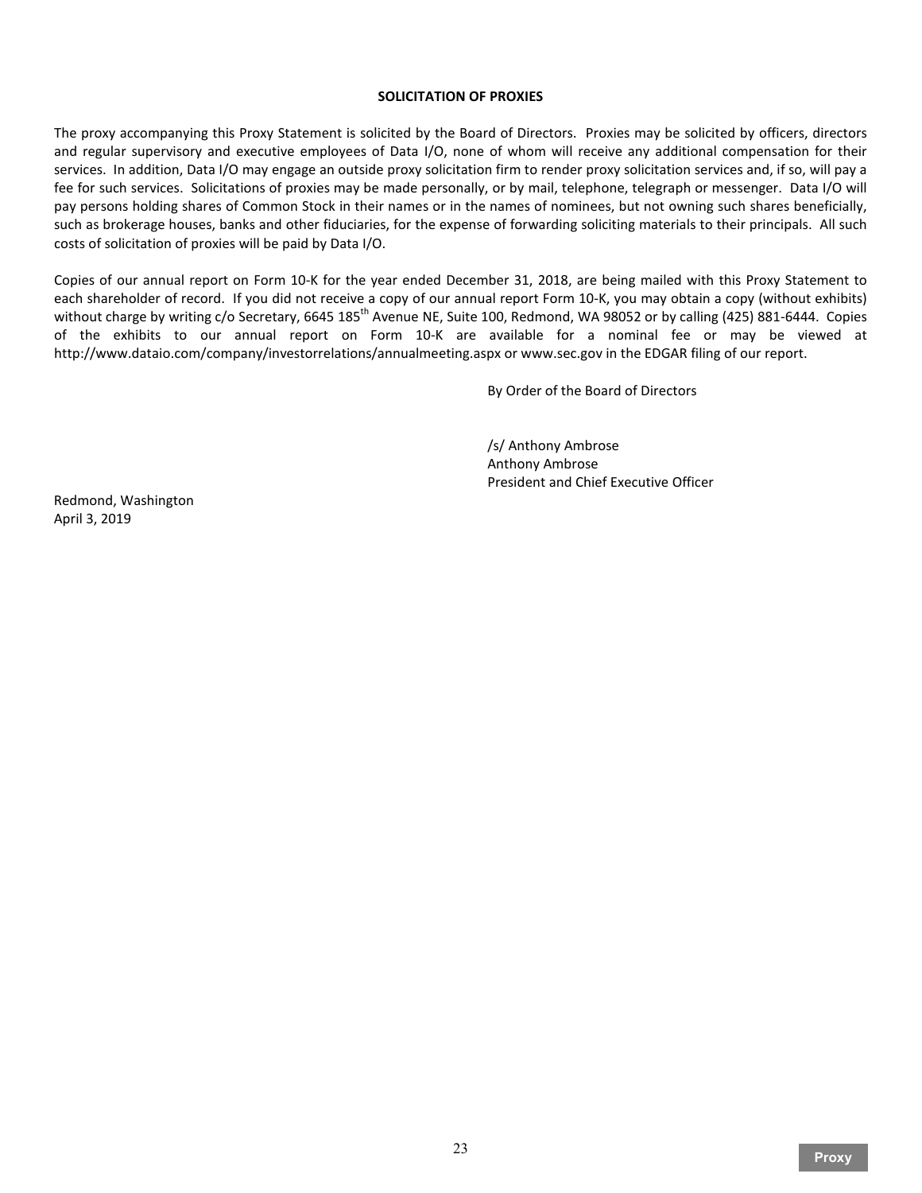## SOLICITATION OF PROXIES

The proxy accompanying this Proxy Statement is solicited by the Board of Directors. Proxies may be solicited by officers, directors and regular supervisory and executive employees of Data I/O, none of whom will receive any additional compensation for their services. In addition, Data I/O may engage an outside proxy solicitation firm to render proxy solicitation services and, if so, will pay a fee for such services. Solicitations of proxies may be made personally, or by mail, telephone, telegraph or messenger. Data I/O will pay persons holding shares of Common Stock in their names or in the names of nominees, but not owning such shares beneficially, such as brokerage houses, banks and other fiduciaries, for the expense of forwarding soliciting materials to their principals. All such costs of solicitation of proxies will be paid by Data I/O.

Copies of our annual report on Form 10-K for the year ended December 31, 2018, are being mailed with this Proxy Statement to each shareholder of record. If you did not receive a copy of our annual report Form 10-K, you may obtain a copy (without exhibits) without charge by writing c/o Secretary, 6645 185th Avenue NE, Suite 100, Redmond, WA 98052 or by calling (425) 881-6444. Copies of the exhibits to our annual report on Form 10-K are available for a nominal fee or may be viewed at http://www.dataio.com/company/investorrelations/annualmeeting.aspx or www.sec.gov in the EDGAR filing of our report.

By Order of the Board of Directors

/s/ Anthony Ambrose
Anthony Ambrose
President and Chief Executive Officer

Redmond, Washington
April 3, 2019